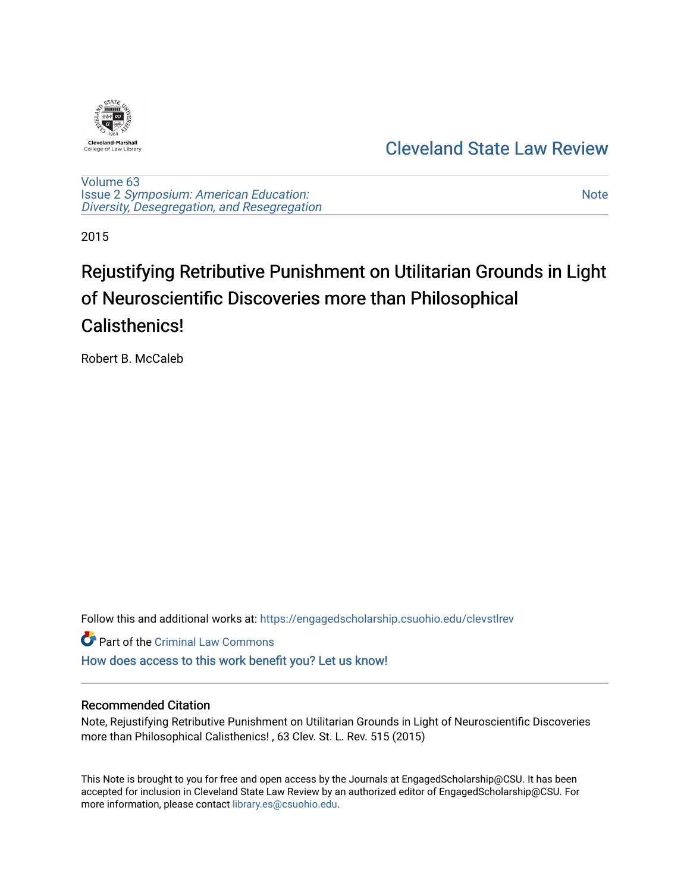Cleveland-Marshall College of Law Library

Cleveland State Law Review

Volume 63
Issue 2 *Symposium: American Education: Diversity, Desegregation, and Resegregation*

Note

2015

# Rejustifying Retributive Punishment on Utilitarian Grounds in Light of Neuroscientific Discoveries more than Philosophical Calisthenics!

Robert B. McCaleb

Follow this and additional works at: https://engagedscholarship.csuohio.edu/clevstlrev

Part of the Criminal Law Commons

How does access to this work benefit you? Let us know!

## Recommended Citation

Note, Rejustifying Retributive Punishment on Utilitarian Grounds in Light of Neuroscientific Discoveries more than Philosophical Calisthenics! , 63 Clev. St. L. Rev. 515 (2015)

This Note is brought to you for free and open access by the Journals at EngagedScholarship@CSU. It has been accepted for inclusion in Cleveland State Law Review by an authorized editor of EngagedScholarship@CSU. For more information, please contact library.es@csuohio.edu.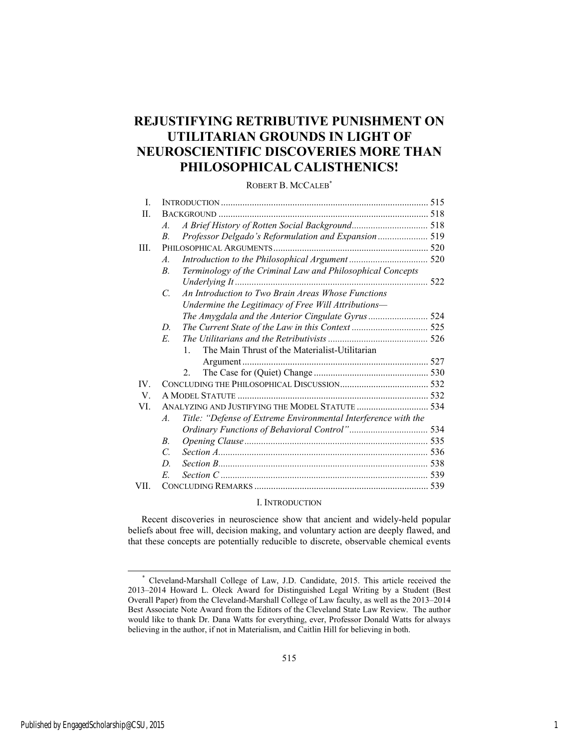# REJUSTIFYING RETRIBUTIVE PUNISHMENT ON UTILITARIAN GROUNDS IN LIGHT OF NEUROSCIENTIFIC DISCOVERIES MORE THAN PHILOSOPHICAL CALISTHENICS!

ROBERT B. MCCALEB[*]

| | | |
|---|---|---|
| I. | INTRODUCTION | 515 |
| II. | BACKGROUND | 518 |
| | *A. A Brief History of Rotten Social Background* | 518 |
| | *B. Professor Delgado's Reformulation and Expansion* | 519 |
| III. | PHILOSOPHICAL ARGUMENTS | 520 |
| | *A. Introduction to the Philosophical Argument* | 520 |
| | *B. Terminology of the Criminal Law and Philosophical Concepts Underlying It* | 522 |
| | *C. An Introduction to Two Brain Areas Whose Functions Undermine the Legitimacy of Free Will Attributions—The Amygdala and the Anterior Cingulate Gyrus* | 524 |
| | *D. The Current State of the Law in this Context* | 525 |
| | *E. The Utilitarians and the Retributivists* | 526 |
| | 1. The Main Thrust of the Materialist-Utilitarian Argument | 527 |
| | 2. The Case for (Quiet) Change | 530 |
| IV. | CONCLUDING THE PHILOSOPHICAL DISCUSSION | 532 |
| V. | A MODEL STATUTE | 532 |
| VI. | ANALYZING AND JUSTIFYING THE MODEL STATUTE | 534 |
| | *A. Title: "Defense of Extreme Environmental Interference with the Ordinary Functions of Behavioral Control"* | 534 |
| | *B. Opening Clause* | 535 |
| | *C. Section A* | 536 |
| | *D. Section B* | 538 |
| | *E. Section C* | 539 |
| VII. | CONCLUDING REMARKS | 539 |

## I. INTRODUCTION

Recent discoveries in neuroscience show that ancient and widely-held popular beliefs about free will, decision making, and voluntary action are deeply flawed, and that these concepts are potentially reducible to discrete, observable chemical events

---

[*] Cleveland-Marshall College of Law, J.D. Candidate, 2015. This article received the 2013–2014 Howard L. Oleck Award for Distinguished Legal Writing by a Student (Best Overall Paper) from the Cleveland-Marshall College of Law faculty, as well as the 2013–2014 Best Associate Note Award from the Editors of the Cleveland State Law Review. The author would like to thank Dr. Dana Watts for everything, ever, Professor Donald Watts for always believing in the author, if not in Materialism, and Caitlin Hill for believing in both.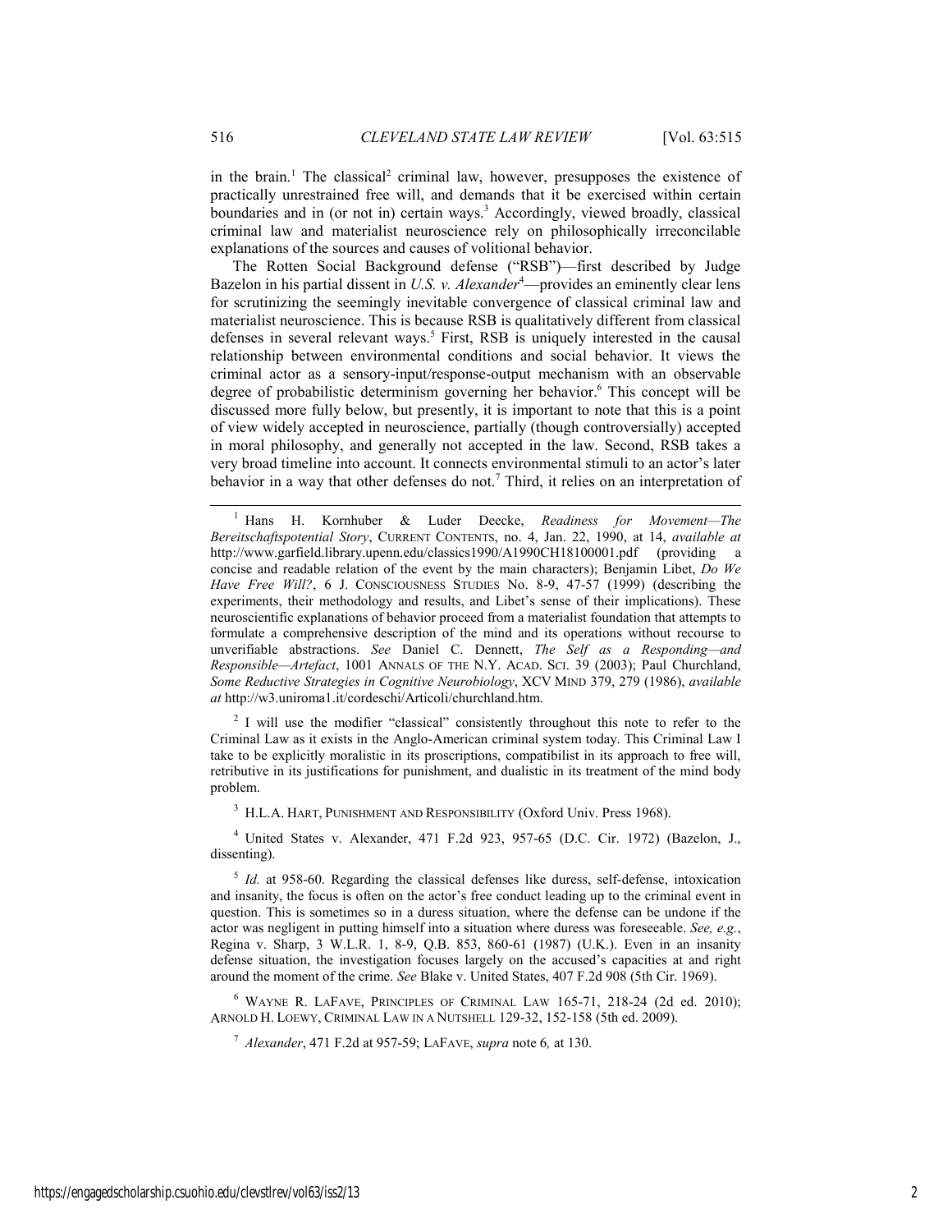in the brain.[1] The classical[2] criminal law, however, presupposes the existence of practically unrestrained free will, and demands that it be exercised within certain boundaries and in (or not in) certain ways.[3] Accordingly, viewed broadly, classical criminal law and materialist neuroscience rely on philosophically irreconcilable explanations of the sources and causes of volitional behavior.

The Rotten Social Background defense ("RSB")—first described by Judge Bazelon in his partial dissent in *U.S. v. Alexander*[4]—provides an eminently clear lens for scrutinizing the seemingly inevitable convergence of classical criminal law and materialist neuroscience. This is because RSB is qualitatively different from classical defenses in several relevant ways.[5] First, RSB is uniquely interested in the causal relationship between environmental conditions and social behavior. It views the criminal actor as a sensory-input/response-output mechanism with an observable degree of probabilistic determinism governing her behavior.[6] This concept will be discussed more fully below, but presently, it is important to note that this is a point of view widely accepted in neuroscience, partially (though controversially) accepted in moral philosophy, and generally not accepted in the law. Second, RSB takes a very broad timeline into account. It connects environmental stimuli to an actor's later behavior in a way that other defenses do not.[7] Third, it relies on an interpretation of

---

[1] Hans H. Kornhuber & Luder Deecke, *Readiness for Movement—The Bereitschaftspotential Story*, CURRENT CONTENTS, no. 4, Jan. 22, 1990, at 14, *available at* http://www.garfield.library.upenn.edu/classics1990/A1990CH18100001.pdf (providing a concise and readable relation of the event by the main characters); Benjamin Libet, *Do We Have Free Will?*, 6 J. CONSCIOUSNESS STUDIES No. 8-9, 47-57 (1999) (describing the experiments, their methodology and results, and Libet's sense of their implications). These neuroscientific explanations of behavior proceed from a materialist foundation that attempts to formulate a comprehensive description of the mind and its operations without recourse to unverifiable abstractions. *See* Daniel C. Dennett, *The Self as a Responding—and Responsible—Artefact*, 1001 ANNALS OF THE N.Y. ACAD. SCI. 39 (2003); Paul Churchland, *Some Reductive Strategies in Cognitive Neurobiology*, XCV MIND 379, 279 (1986), *available at* http://w3.uniroma1.it/cordeschi/Articoli/churchland.htm.

[2] I will use the modifier "classical" consistently throughout this note to refer to the Criminal Law as it exists in the Anglo-American criminal system today. This Criminal Law I take to be explicitly moralistic in its proscriptions, compatibilist in its approach to free will, retributive in its justifications for punishment, and dualistic in its treatment of the mind body problem.

[3] H.L.A. HART, PUNISHMENT AND RESPONSIBILITY (Oxford Univ. Press 1968).

[4] United States v. Alexander, 471 F.2d 923, 957-65 (D.C. Cir. 1972) (Bazelon, J., dissenting).

[5] *Id.* at 958-60. Regarding the classical defenses like duress, self-defense, intoxication and insanity, the focus is often on the actor's free conduct leading up to the criminal event in question. This is sometimes so in a duress situation, where the defense can be undone if the actor was negligent in putting himself into a situation where duress was foreseeable. *See, e.g.*, Regina v. Sharp, 3 W.L.R. 1, 8-9, Q.B. 853, 860-61 (1987) (U.K.). Even in an insanity defense situation, the investigation focuses largely on the accused's capacities at and right around the moment of the crime. *See* Blake v. United States, 407 F.2d 908 (5th Cir. 1969).

[6] WAYNE R. LAFAVE, PRINCIPLES OF CRIMINAL LAW 165-71, 218-24 (2d ed. 2010); ARNOLD H. LOEWY, CRIMINAL LAW IN A NUTSHELL 129-32, 152-158 (5th ed. 2009).

[7] *Alexander*, 471 F.2d at 957-59; LAFAVE, *supra* note 6, at 130.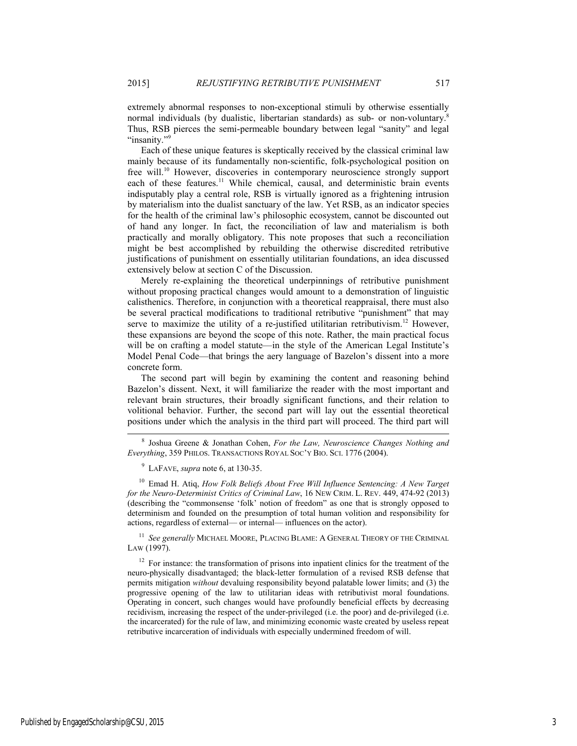extremely abnormal responses to non-exceptional stimuli by otherwise essentially normal individuals (by dualistic, libertarian standards) as sub- or non-voluntary.[8] Thus, RSB pierces the semi-permeable boundary between legal "sanity" and legal "insanity."[9]

Each of these unique features is skeptically received by the classical criminal law mainly because of its fundamentally non-scientific, folk-psychological position on free will.[10] However, discoveries in contemporary neuroscience strongly support each of these features.[11] While chemical, causal, and deterministic brain events indisputably play a central role, RSB is virtually ignored as a frightening intrusion by materialism into the dualist sanctuary of the law. Yet RSB, as an indicator species for the health of the criminal law's philosophic ecosystem, cannot be discounted out of hand any longer. In fact, the reconciliation of law and materialism is both practically and morally obligatory. This note proposes that such a reconciliation might be best accomplished by rebuilding the otherwise discredited retributive justifications of punishment on essentially utilitarian foundations, an idea discussed extensively below at section C of the Discussion.

Merely re-explaining the theoretical underpinnings of retributive punishment without proposing practical changes would amount to a demonstration of linguistic calisthenics. Therefore, in conjunction with a theoretical reappraisal, there must also be several practical modifications to traditional retributive "punishment" that may serve to maximize the utility of a re-justified utilitarian retributivism.[12] However, these expansions are beyond the scope of this note. Rather, the main practical focus will be on crafting a model statute—in the style of the American Legal Institute's Model Penal Code—that brings the aery language of Bazelon's dissent into a more concrete form.

The second part will begin by examining the content and reasoning behind Bazelon's dissent. Next, it will familiarize the reader with the most important and relevant brain structures, their broadly significant functions, and their relation to volitional behavior. Further, the second part will lay out the essential theoretical positions under which the analysis in the third part will proceed. The third part will

---

[8] Joshua Greene & Jonathan Cohen, *For the Law, Neuroscience Changes Nothing and Everything*, 359 PHILOS. TRANSACTIONS ROYAL SOC'Y BIO. SCI. 1776 (2004).

[9] LAFAVE, *supra* note 6, at 130-35.

[10] Emad H. Atiq, *How Folk Beliefs About Free Will Influence Sentencing: A New Target for the Neuro-Determinist Critics of Criminal Law*, 16 NEW CRIM. L. REV. 449, 474-92 (2013) (describing the "commonsense 'folk' notion of freedom" as one that is strongly opposed to determinism and founded on the presumption of total human volition and responsibility for actions, regardless of external— or internal— influences on the actor).

[11] *See generally* MICHAEL MOORE, PLACING BLAME: A GENERAL THEORY OF THE CRIMINAL LAW (1997).

[12] For instance: the transformation of prisons into inpatient clinics for the treatment of the neuro-physically disadvantaged; the black-letter formulation of a revised RSB defense that permits mitigation *without* devaluing responsibility beyond palatable lower limits; and (3) the progressive opening of the law to utilitarian ideas with retributivist moral foundations. Operating in concert, such changes would have profoundly beneficial effects by decreasing recidivism, increasing the respect of the under-privileged (i.e. the poor) and de-privileged (i.e. the incarcerated) for the rule of law, and minimizing economic waste created by useless repeat retributive incarceration of individuals with especially undermined freedom of will.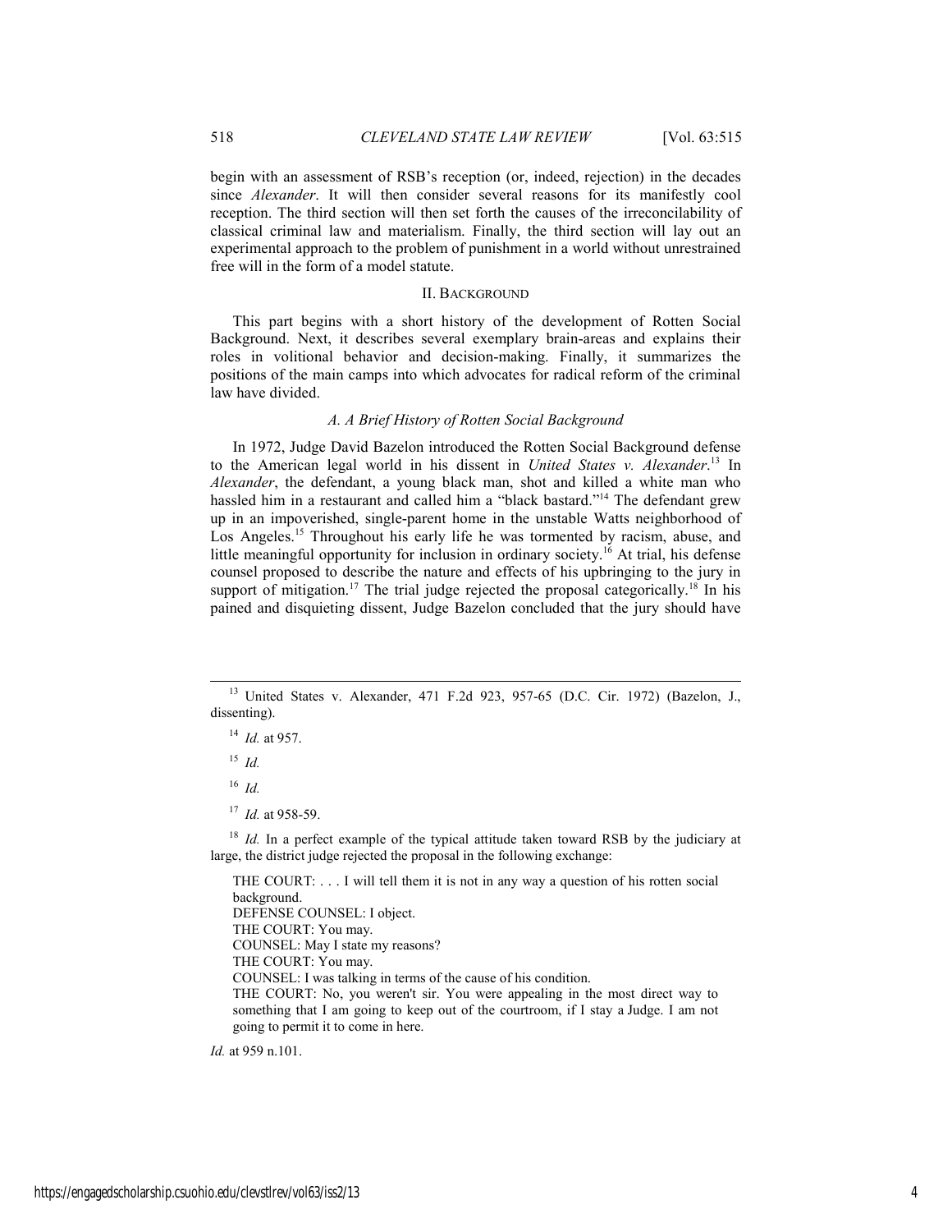begin with an assessment of RSB's reception (or, indeed, rejection) in the decades since *Alexander*. It will then consider several reasons for its manifestly cool reception. The third section will then set forth the causes of the irreconcilability of classical criminal law and materialism. Finally, the third section will lay out an experimental approach to the problem of punishment in a world without unrestrained free will in the form of a model statute.

## II. Background

This part begins with a short history of the development of Rotten Social Background. Next, it describes several exemplary brain-areas and explains their roles in volitional behavior and decision-making. Finally, it summarizes the positions of the main camps into which advocates for radical reform of the criminal law have divided.

### *A. A Brief History of Rotten Social Background*

In 1972, Judge David Bazelon introduced the Rotten Social Background defense to the American legal world in his dissent in *United States v. Alexander*.[13] In *Alexander*, the defendant, a young black man, shot and killed a white man who hassled him in a restaurant and called him a "black bastard."[14] The defendant grew up in an impoverished, single-parent home in the unstable Watts neighborhood of Los Angeles.[15] Throughout his early life he was tormented by racism, abuse, and little meaningful opportunity for inclusion in ordinary society.[16] At trial, his defense counsel proposed to describe the nature and effects of his upbringing to the jury in support of mitigation.[17] The trial judge rejected the proposal categorically.[18] In his pained and disquieting dissent, Judge Bazelon concluded that the jury should have

---

[13] United States v. Alexander, 471 F.2d 923, 957-65 (D.C. Cir. 1972) (Bazelon, J., dissenting).

[14] *Id.* at 957.

[15] *Id.*

[16] *Id.*

[17] *Id.* at 958-59.

[18] *Id.* In a perfect example of the typical attitude taken toward RSB by the judiciary at large, the district judge rejected the proposal in the following exchange:

> THE COURT: . . . I will tell them it is not in any way a question of his rotten social background.
> DEFENSE COUNSEL: I object.
> THE COURT: You may.
> COUNSEL: May I state my reasons?
> THE COURT: You may.
> COUNSEL: I was talking in terms of the cause of his condition.
> THE COURT: No, you weren't sir. You were appealing in the most direct way to something that I am going to keep out of the courtroom, if I stay a Judge. I am not going to permit it to come in here.

*Id.* at 959 n.101.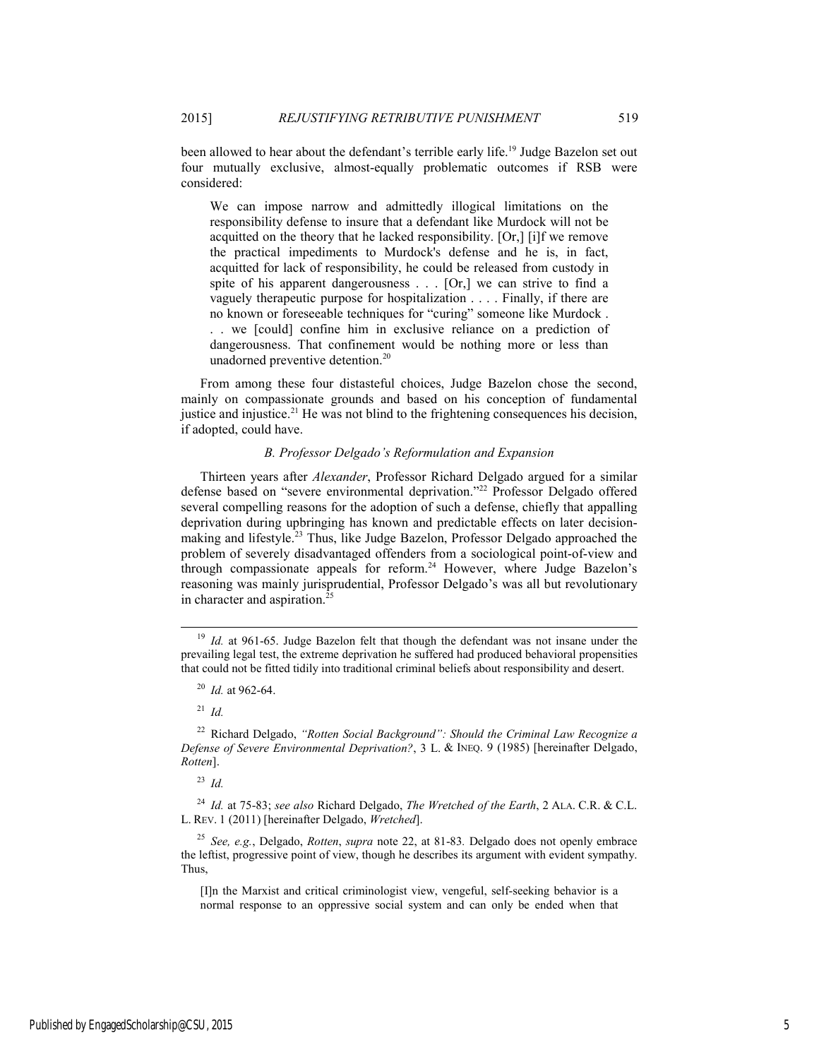been allowed to hear about the defendant's terrible early life.[19] Judge Bazelon set out four mutually exclusive, almost-equally problematic outcomes if RSB were considered:

> We can impose narrow and admittedly illogical limitations on the responsibility defense to insure that a defendant like Murdock will not be acquitted on the theory that he lacked responsibility. [Or,] [i]f we remove the practical impediments to Murdock's defense and he is, in fact, acquitted for lack of responsibility, he could be released from custody in spite of his apparent dangerousness . . . [Or,] we can strive to find a vaguely therapeutic purpose for hospitalization . . . . Finally, if there are no known or foreseeable techniques for "curing" someone like Murdock . . . we [could] confine him in exclusive reliance on a prediction of dangerousness. That confinement would be nothing more or less than unadorned preventive detention.[20]

From among these four distasteful choices, Judge Bazelon chose the second, mainly on compassionate grounds and based on his conception of fundamental justice and injustice.[21] He was not blind to the frightening consequences his decision, if adopted, could have.

### *B. Professor Delgado's Reformulation and Expansion*

Thirteen years after *Alexander*, Professor Richard Delgado argued for a similar defense based on "severe environmental deprivation."[22] Professor Delgado offered several compelling reasons for the adoption of such a defense, chiefly that appalling deprivation during upbringing has known and predictable effects on later decision-making and lifestyle.[23] Thus, like Judge Bazelon, Professor Delgado approached the problem of severely disadvantaged offenders from a sociological point-of-view and through compassionate appeals for reform.[24] However, where Judge Bazelon's reasoning was mainly jurisprudential, Professor Delgado's was all but revolutionary in character and aspiration.[25]

---

[19] *Id.* at 961-65. Judge Bazelon felt that though the defendant was not insane under the prevailing legal test, the extreme deprivation he suffered had produced behavioral propensities that could not be fitted tidily into traditional criminal beliefs about responsibility and desert.

[20] *Id.* at 962-64.

[21] *Id.*

[22] Richard Delgado, *"Rotten Social Background": Should the Criminal Law Recognize a Defense of Severe Environmental Deprivation?*, 3 L. & INEQ. 9 (1985) [hereinafter Delgado, *Rotten*].

[23] *Id.*

[24] *Id.* at 75-83; *see also* Richard Delgado, *The Wretched of the Earth*, 2 ALA. C.R. & C.L. L. REV. 1 (2011) [hereinafter Delgado, *Wretched*].

[25] *See, e.g.*, Delgado, *Rotten*, *supra* note 22, at 81-83. Delgado does not openly embrace the leftist, progressive point of view, though he describes its argument with evident sympathy. Thus,

> [I]n the Marxist and critical criminologist view, vengeful, self-seeking behavior is a normal response to an oppressive social system and can only be ended when that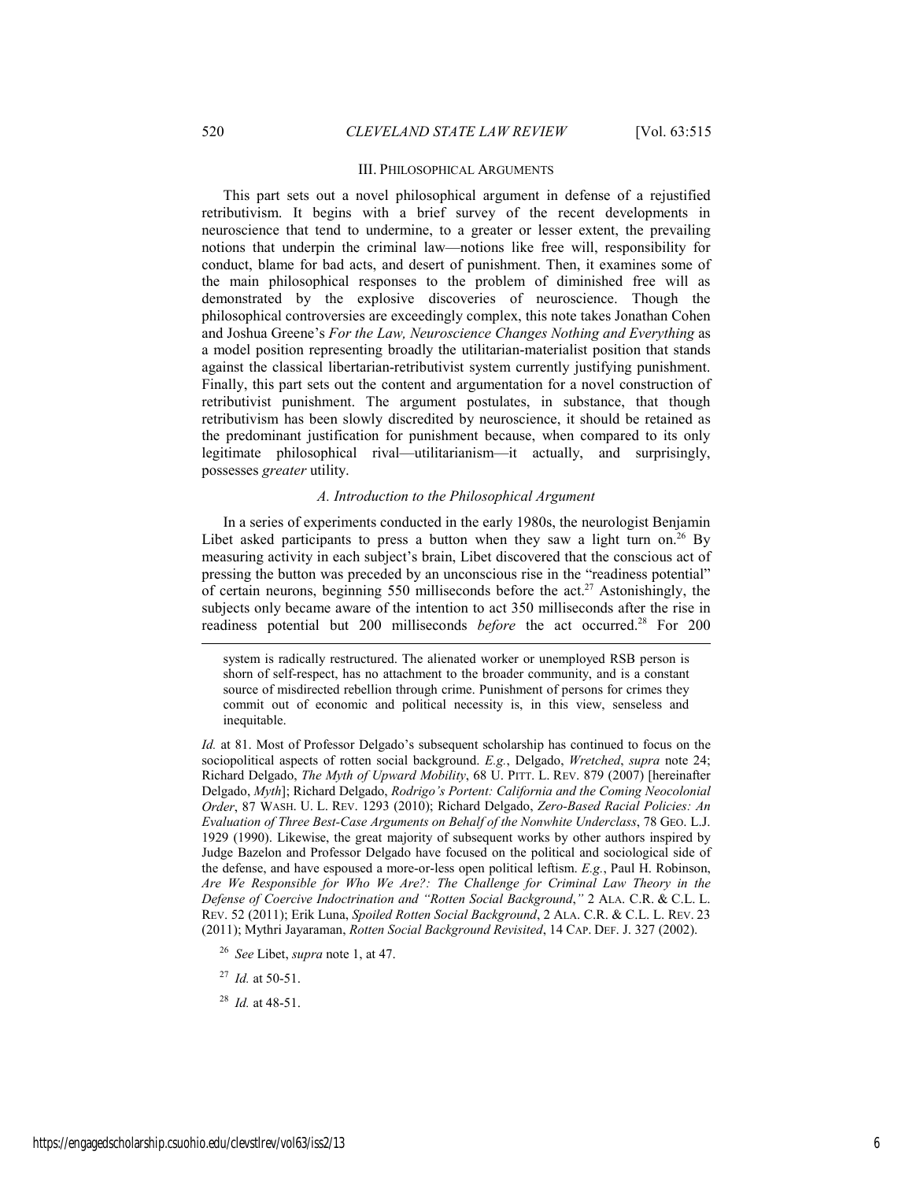## III. PHILOSOPHICAL ARGUMENTS

This part sets out a novel philosophical argument in defense of a rejustified retributivism. It begins with a brief survey of the recent developments in neuroscience that tend to undermine, to a greater or lesser extent, the prevailing notions that underpin the criminal law—notions like free will, responsibility for conduct, blame for bad acts, and desert of punishment. Then, it examines some of the main philosophical responses to the problem of diminished free will as demonstrated by the explosive discoveries of neuroscience. Though the philosophical controversies are exceedingly complex, this note takes Jonathan Cohen and Joshua Greene's *For the Law, Neuroscience Changes Nothing and Everything* as a model position representing broadly the utilitarian-materialist position that stands against the classical libertarian-retributivist system currently justifying punishment. Finally, this part sets out the content and argumentation for a novel construction of retributivist punishment. The argument postulates, in substance, that though retributivism has been slowly discredited by neuroscience, it should be retained as the predominant justification for punishment because, when compared to its only legitimate philosophical rival—utilitarianism—it actually, and surprisingly, possesses *greater* utility.

### *A. Introduction to the Philosophical Argument*

In a series of experiments conducted in the early 1980s, the neurologist Benjamin Libet asked participants to press a button when they saw a light turn on.[26] By measuring activity in each subject's brain, Libet discovered that the conscious act of pressing the button was preceded by an unconscious rise in the "readiness potential" of certain neurons, beginning 550 milliseconds before the act.[27] Astonishingly, the subjects only became aware of the intention to act 350 milliseconds after the rise in readiness potential but 200 milliseconds *before* the act occurred.[28] For 200

---

system is radically restructured. The alienated worker or unemployed RSB person is shorn of self-respect, has no attachment to the broader community, and is a constant source of misdirected rebellion through crime. Punishment of persons for crimes they commit out of economic and political necessity is, in this view, senseless and inequitable.

*Id.* at 81. Most of Professor Delgado's subsequent scholarship has continued to focus on the sociopolitical aspects of rotten social background. *E.g.*, Delgado, *Wretched*, *supra* note 24; Richard Delgado, *The Myth of Upward Mobility*, 68 U. PITT. L. REV. 879 (2007) [hereinafter Delgado, *Myth*]; Richard Delgado, *Rodrigo's Portent: California and the Coming Neocolonial Order*, 87 WASH. U. L. REV. 1293 (2010); Richard Delgado, *Zero-Based Racial Policies: An Evaluation of Three Best-Case Arguments on Behalf of the Nonwhite Underclass*, 78 GEO. L.J. 1929 (1990). Likewise, the great majority of subsequent works by other authors inspired by Judge Bazelon and Professor Delgado have focused on the political and sociological side of the defense, and have espoused a more-or-less open political leftism. *E.g.*, Paul H. Robinson, *Are We Responsible for Who We Are?: The Challenge for Criminal Law Theory in the Defense of Coercive Indoctrination and "Rotten Social Background,"* 2 ALA. C.R. & C.L. L. REV. 52 (2011); Erik Luna, *Spoiled Rotten Social Background*, 2 ALA. C.R. & C.L. L. REV. 23 (2011); Mythri Jayaraman, *Rotten Social Background Revisited*, 14 CAP. DEF. J. 327 (2002).

[26] *See* Libet, *supra* note 1, at 47.

[27] *Id.* at 50-51.

[28] *Id.* at 48-51.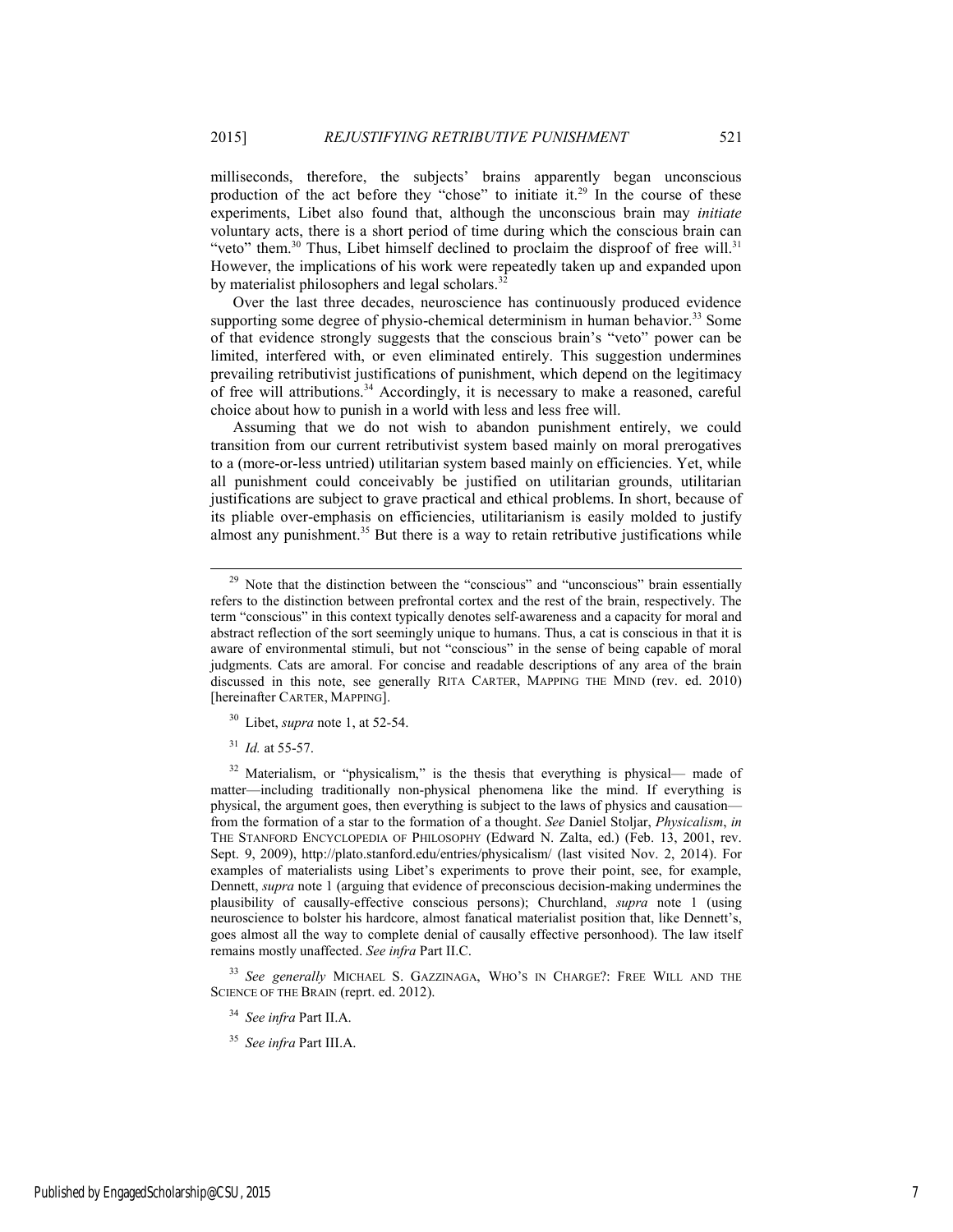milliseconds, therefore, the subjects' brains apparently began unconscious production of the act before they "chose" to initiate it.[29] In the course of these experiments, Libet also found that, although the unconscious brain may *initiate* voluntary acts, there is a short period of time during which the conscious brain can "veto" them.[30] Thus, Libet himself declined to proclaim the disproof of free will.[31] However, the implications of his work were repeatedly taken up and expanded upon by materialist philosophers and legal scholars.[32]

Over the last three decades, neuroscience has continuously produced evidence supporting some degree of physio-chemical determinism in human behavior.[33] Some of that evidence strongly suggests that the conscious brain's "veto" power can be limited, interfered with, or even eliminated entirely. This suggestion undermines prevailing retributivist justifications of punishment, which depend on the legitimacy of free will attributions.[34] Accordingly, it is necessary to make a reasoned, careful choice about how to punish in a world with less and less free will.

Assuming that we do not wish to abandon punishment entirely, we could transition from our current retributivist system based mainly on moral prerogatives to a (more-or-less untried) utilitarian system based mainly on efficiencies. Yet, while all punishment could conceivably be justified on utilitarian grounds, utilitarian justifications are subject to grave practical and ethical problems. In short, because of its pliable over-emphasis on efficiencies, utilitarianism is easily molded to justify almost any punishment.[35] But there is a way to retain retributive justifications while

---

[29] Note that the distinction between the "conscious" and "unconscious" brain essentially refers to the distinction between prefrontal cortex and the rest of the brain, respectively. The term "conscious" in this context typically denotes self-awareness and a capacity for moral and abstract reflection of the sort seemingly unique to humans. Thus, a cat is conscious in that it is aware of environmental stimuli, but not "conscious" in the sense of being capable of moral judgments. Cats are amoral. For concise and readable descriptions of any area of the brain discussed in this note, see generally RITA CARTER, MAPPING THE MIND (rev. ed. 2010) [hereinafter CARTER, MAPPING].

[30] Libet, *supra* note 1, at 52-54.

[31] *Id.* at 55-57.

[32] Materialism, or "physicalism," is the thesis that everything is physical— made of matter—including traditionally non-physical phenomena like the mind. If everything is physical, the argument goes, then everything is subject to the laws of physics and causation—from the formation of a star to the formation of a thought. *See* Daniel Stoljar, *Physicalism*, *in* THE STANFORD ENCYCLOPEDIA OF PHILOSOPHY (Edward N. Zalta, ed.) (Feb. 13, 2001, rev. Sept. 9, 2009), http://plato.stanford.edu/entries/physicalism/ (last visited Nov. 2, 2014). For examples of materialists using Libet's experiments to prove their point, see, for example, Dennett, *supra* note 1 (arguing that evidence of preconscious decision-making undermines the plausibility of causally-effective conscious persons); Churchland, *supra* note 1 (using neuroscience to bolster his hardcore, almost fanatical materialist position that, like Dennett's, goes almost all the way to complete denial of causally effective personhood). The law itself remains mostly unaffected. *See infra* Part II.C.

[33] *See generally* MICHAEL S. GAZZINAGA, WHO'S IN CHARGE?: FREE WILL AND THE SCIENCE OF THE BRAIN (reprt. ed. 2012).

[34] *See infra* Part II.A.

[35] *See infra* Part III.A.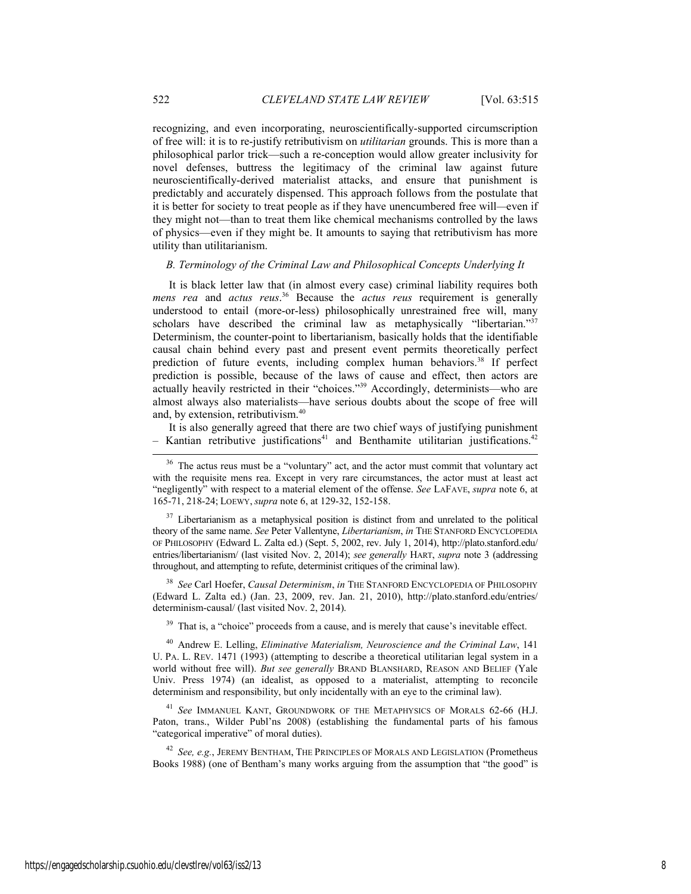recognizing, and even incorporating, neuroscientifically-supported circumscription of free will: it is to re-justify retributivism on *utilitarian* grounds. This is more than a philosophical parlor trick—such a re-conception would allow greater inclusivity for novel defenses, buttress the legitimacy of the criminal law against future neuroscientifically-derived materialist attacks, and ensure that punishment is predictably and accurately dispensed. This approach follows from the postulate that it is better for society to treat people as if they have unencumbered free will—even if they might not—than to treat them like chemical mechanisms controlled by the laws of physics—even if they might be. It amounts to saying that retributivism has more utility than utilitarianism.

### *B. Terminology of the Criminal Law and Philosophical Concepts Underlying It*

It is black letter law that (in almost every case) criminal liability requires both *mens rea* and *actus reus*.[36] Because the *actus reus* requirement is generally understood to entail (more-or-less) philosophically unrestrained free will, many scholars have described the criminal law as metaphysically "libertarian."[37] Determinism, the counter-point to libertarianism, basically holds that the identifiable causal chain behind every past and present event permits theoretically perfect prediction of future events, including complex human behaviors.[38] If perfect prediction is possible, because of the laws of cause and effect, then actors are actually heavily restricted in their "choices."[39] Accordingly, determinists—who are almost always also materialists—have serious doubts about the scope of free will and, by extension, retributivism.[40]

It is also generally agreed that there are two chief ways of justifying punishment – Kantian retributive justifications[41] and Benthamite utilitarian justifications.[42]

---

[36] The actus reus must be a "voluntary" act, and the actor must commit that voluntary act with the requisite mens rea. Except in very rare circumstances, the actor must at least act "negligently" with respect to a material element of the offense. *See* LAFAVE, *supra* note 6, at 165-71, 218-24; LOEWY, *supra* note 6, at 129-32, 152-158.

[37] Libertarianism as a metaphysical position is distinct from and unrelated to the political theory of the same name. *See* Peter Vallentyne, *Libertarianism*, *in* THE STANFORD ENCYCLOPEDIA OF PHILOSOPHY (Edward L. Zalta ed.) (Sept. 5, 2002, rev. July 1, 2014), http://plato.stanford.edu/entries/libertarianism/ (last visited Nov. 2, 2014); *see generally* HART, *supra* note 3 (addressing throughout, and attempting to refute, determinist critiques of the criminal law).

[38] *See* Carl Hoefer, *Causal Determinism*, *in* THE STANFORD ENCYCLOPEDIA OF PHILOSOPHY (Edward L. Zalta ed.) (Jan. 23, 2009, rev. Jan. 21, 2010), http://plato.stanford.edu/entries/determinism-causal/ (last visited Nov. 2, 2014).

[39] That is, a "choice" proceeds from a cause, and is merely that cause's inevitable effect.

[40] Andrew E. Lelling, *Eliminative Materialism, Neuroscience and the Criminal Law*, 141 U. PA. L. REV. 1471 (1993) (attempting to describe a theoretical utilitarian legal system in a world without free will). *But see generally* BRAND BLANSHARD, REASON AND BELIEF (Yale Univ. Press 1974) (an idealist, as opposed to a materialist, attempting to reconcile determinism and responsibility, but only incidentally with an eye to the criminal law).

[41] *See* IMMANUEL KANT, GROUNDWORK OF THE METAPHYSICS OF MORALS 62-66 (H.J. Paton, trans., Wilder Publ'ns 2008) (establishing the fundamental parts of his famous "categorical imperative" of moral duties).

[42] *See, e.g.*, JEREMY BENTHAM, THE PRINCIPLES OF MORALS AND LEGISLATION (Prometheus Books 1988) (one of Bentham's many works arguing from the assumption that "the good" is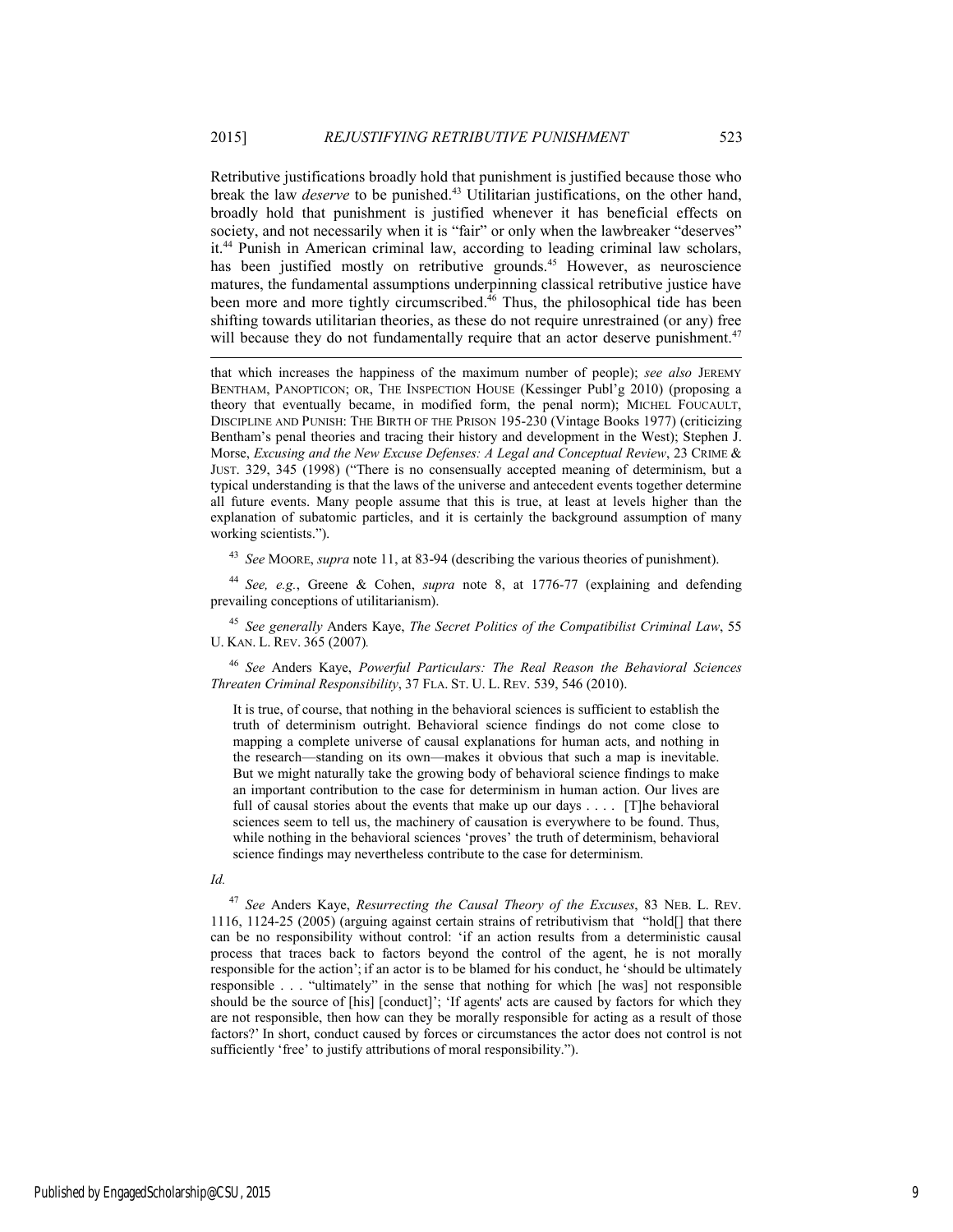Retributive justifications broadly hold that punishment is justified because those who break the law *deserve* to be punished.[43] Utilitarian justifications, on the other hand, broadly hold that punishment is justified whenever it has beneficial effects on society, and not necessarily when it is "fair" or only when the lawbreaker "deserves" it.[44] Punish in American criminal law, according to leading criminal law scholars, has been justified mostly on retributive grounds.[45] However, as neuroscience matures, the fundamental assumptions underpinning classical retributive justice have been more and more tightly circumscribed.[46] Thus, the philosophical tide has been shifting towards utilitarian theories, as these do not require unrestrained (or any) free will because they do not fundamentally require that an actor deserve punishment.[47]

---

that which increases the happiness of the maximum number of people); *see also* JEREMY BENTHAM, PANOPTICON; OR, THE INSPECTION HOUSE (Kessinger Publ'g 2010) (proposing a theory that eventually became, in modified form, the penal norm); MICHEL FOUCAULT, DISCIPLINE AND PUNISH: THE BIRTH OF THE PRISON 195-230 (Vintage Books 1977) (criticizing Bentham's penal theories and tracing their history and development in the West); Stephen J. Morse, *Excusing and the New Excuse Defenses: A Legal and Conceptual Review*, 23 CRIME & JUST. 329, 345 (1998) ("There is no consensually accepted meaning of determinism, but a typical understanding is that the laws of the universe and antecedent events together determine all future events. Many people assume that this is true, at least at levels higher than the explanation of subatomic particles, and it is certainly the background assumption of many working scientists.").

[43] *See* MOORE, *supra* note 11, at 83-94 (describing the various theories of punishment).

[44] *See, e.g.*, Greene & Cohen, *supra* note 8, at 1776-77 (explaining and defending prevailing conceptions of utilitarianism).

[45] *See generally* Anders Kaye, *The Secret Politics of the Compatibilist Criminal Law*, 55 U. KAN. L. REV. 365 (2007).

[46] *See* Anders Kaye, *Powerful Particulars: The Real Reason the Behavioral Sciences Threaten Criminal Responsibility*, 37 FLA. ST. U. L. REV. 539, 546 (2010).

> It is true, of course, that nothing in the behavioral sciences is sufficient to establish the truth of determinism outright. Behavioral science findings do not come close to mapping a complete universe of causal explanations for human acts, and nothing in the research—standing on its own—makes it obvious that such a map is inevitable. But we might naturally take the growing body of behavioral science findings to make an important contribution to the case for determinism in human action. Our lives are full of causal stories about the events that make up our days . . . . [T]he behavioral sciences seem to tell us, the machinery of causation is everywhere to be found. Thus, while nothing in the behavioral sciences 'proves' the truth of determinism, behavioral science findings may nevertheless contribute to the case for determinism.

*Id.*

[47] *See* Anders Kaye, *Resurrecting the Causal Theory of the Excuses*, 83 NEB. L. REV. 1116, 1124-25 (2005) (arguing against certain strains of retributivism that "hold[] that there can be no responsibility without control: 'if an action results from a deterministic causal process that traces back to factors beyond the control of the agent, he is not morally responsible for the action'; if an actor is to be blamed for his conduct, he 'should be ultimately responsible . . . "ultimately" in the sense that nothing for which [he was] not responsible should be the source of [his] [conduct]'; 'If agents' acts are caused by factors for which they are not responsible, then how can they be morally responsible for acting as a result of those factors?' In short, conduct caused by forces or circumstances the actor does not control is not sufficiently 'free' to justify attributions of moral responsibility.").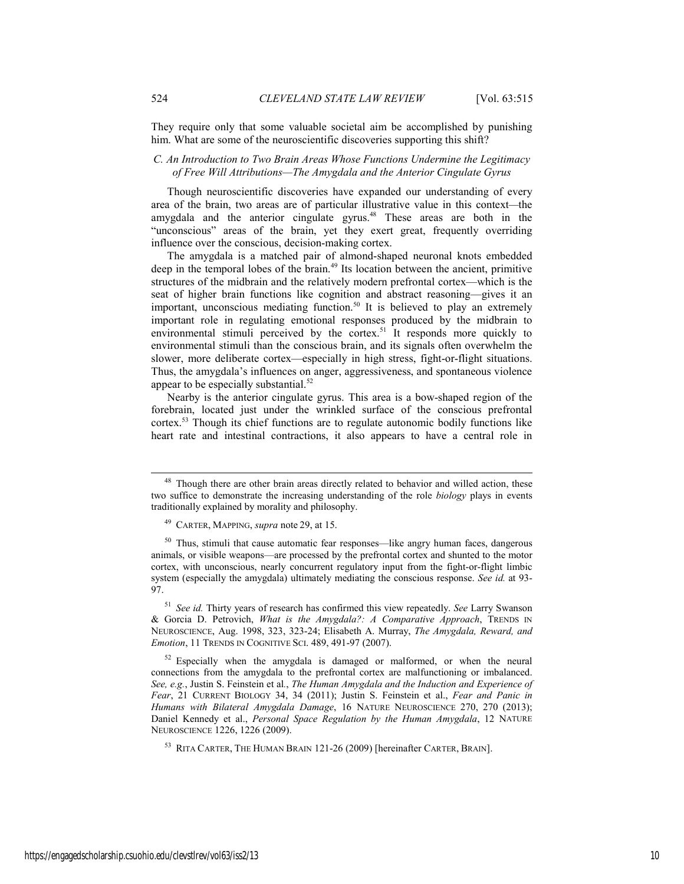They require only that some valuable societal aim be accomplished by punishing him. What are some of the neuroscientific discoveries supporting this shift?

### *C. An Introduction to Two Brain Areas Whose Functions Undermine the Legitimacy of Free Will Attributions—The Amygdala and the Anterior Cingulate Gyrus*

Though neuroscientific discoveries have expanded our understanding of every area of the brain, two areas are of particular illustrative value in this context—the amygdala and the anterior cingulate gyrus.[48] These areas are both in the "unconscious" areas of the brain, yet they exert great, frequently overriding influence over the conscious, decision-making cortex.

The amygdala is a matched pair of almond-shaped neuronal knots embedded deep in the temporal lobes of the brain.[49] Its location between the ancient, primitive structures of the midbrain and the relatively modern prefrontal cortex—which is the seat of higher brain functions like cognition and abstract reasoning—gives it an important, unconscious mediating function.[50] It is believed to play an extremely important role in regulating emotional responses produced by the midbrain to environmental stimuli perceived by the cortex.[51] It responds more quickly to environmental stimuli than the conscious brain, and its signals often overwhelm the slower, more deliberate cortex—especially in high stress, fight-or-flight situations. Thus, the amygdala's influences on anger, aggressiveness, and spontaneous violence appear to be especially substantial.[52]

Nearby is the anterior cingulate gyrus. This area is a bow-shaped region of the forebrain, located just under the wrinkled surface of the conscious prefrontal cortex.[53] Though its chief functions are to regulate autonomic bodily functions like heart rate and intestinal contractions, it also appears to have a central role in

---

[48] Though there are other brain areas directly related to behavior and willed action, these two suffice to demonstrate the increasing understanding of the role *biology* plays in events traditionally explained by morality and philosophy.

[49] CARTER, MAPPING, *supra* note 29, at 15.

[50] Thus, stimuli that cause automatic fear responses—like angry human faces, dangerous animals, or visible weapons—are processed by the prefrontal cortex and shunted to the motor cortex, with unconscious, nearly concurrent regulatory input from the fight-or-flight limbic system (especially the amygdala) ultimately mediating the conscious response. *See id.* at 93-97.

[51] *See id.* Thirty years of research has confirmed this view repeatedly. *See* Larry Swanson & Gorcia D. Petrovich, *What is the Amygdala?: A Comparative Approach*, TRENDS IN NEUROSCIENCE, Aug. 1998, 323, 323-24; Elisabeth A. Murray, *The Amygdala, Reward, and Emotion*, 11 TRENDS IN COGNITIVE SCI. 489, 491-97 (2007).

[52] Especially when the amygdala is damaged or malformed, or when the neural connections from the amygdala to the prefrontal cortex are malfunctioning or imbalanced. *See, e.g.*, Justin S. Feinstein et al., *The Human Amygdala and the Induction and Experience of Fear*, 21 CURRENT BIOLOGY 34, 34 (2011); Justin S. Feinstein et al., *Fear and Panic in Humans with Bilateral Amygdala Damage*, 16 NATURE NEUROSCIENCE 270, 270 (2013); Daniel Kennedy et al., *Personal Space Regulation by the Human Amygdala*, 12 NATURE NEUROSCIENCE 1226, 1226 (2009).

[53] RITA CARTER, THE HUMAN BRAIN 121-26 (2009) [hereinafter CARTER, BRAIN].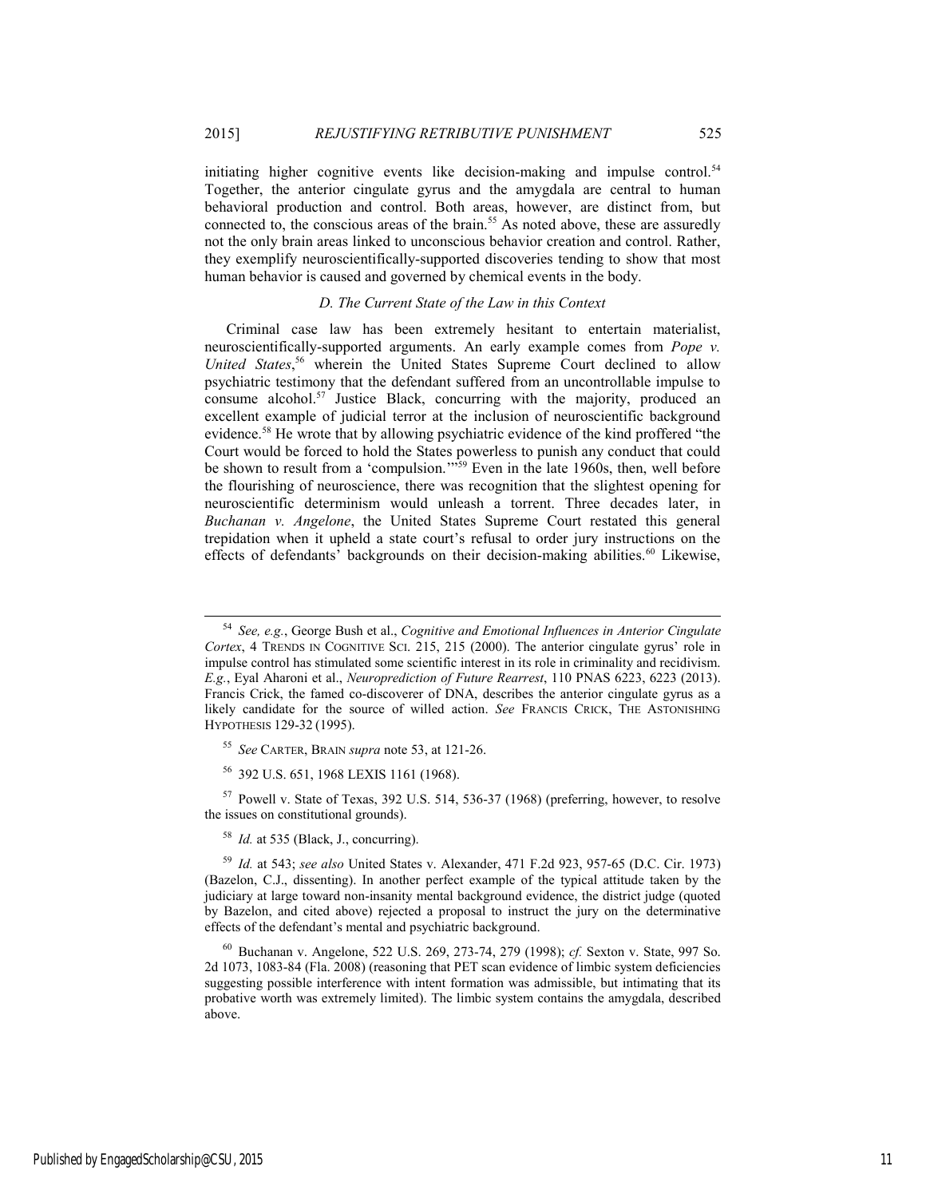initiating higher cognitive events like decision-making and impulse control.[54] Together, the anterior cingulate gyrus and the amygdala are central to human behavioral production and control. Both areas, however, are distinct from, but connected to, the conscious areas of the brain.[55] As noted above, these are assuredly not the only brain areas linked to unconscious behavior creation and control. Rather, they exemplify neuroscientifically-supported discoveries tending to show that most human behavior is caused and governed by chemical events in the body.

### *D. The Current State of the Law in this Context*

Criminal case law has been extremely hesitant to entertain materialist, neuroscientifically-supported arguments. An early example comes from *Pope v. United States*,[56] wherein the United States Supreme Court declined to allow psychiatric testimony that the defendant suffered from an uncontrollable impulse to consume alcohol.[57] Justice Black, concurring with the majority, produced an excellent example of judicial terror at the inclusion of neuroscientific background evidence.[58] He wrote that by allowing psychiatric evidence of the kind proffered "the Court would be forced to hold the States powerless to punish any conduct that could be shown to result from a 'compulsion.'"[59] Even in the late 1960s, then, well before the flourishing of neuroscience, there was recognition that the slightest opening for neuroscientific determinism would unleash a torrent. Three decades later, in *Buchanan v. Angelone*, the United States Supreme Court restated this general trepidation when it upheld a state court's refusal to order jury instructions on the effects of defendants' backgrounds on their decision-making abilities.[60] Likewise,

---

[54] *See, e.g.*, George Bush et al., *Cognitive and Emotional Influences in Anterior Cingulate Cortex*, 4 TRENDS IN COGNITIVE SCI. 215, 215 (2000). The anterior cingulate gyrus' role in impulse control has stimulated some scientific interest in its role in criminality and recidivism. *E.g.*, Eyal Aharoni et al., *Neuroprediction of Future Rearrest*, 110 PNAS 6223, 6223 (2013). Francis Crick, the famed co-discoverer of DNA, describes the anterior cingulate gyrus as a likely candidate for the source of willed action. *See* FRANCIS CRICK, THE ASTONISHING HYPOTHESIS 129-32 (1995).

[55] *See* CARTER, BRAIN *supra* note 53, at 121-26.

[56] 392 U.S. 651, 1968 LEXIS 1161 (1968).

[57] Powell v. State of Texas, 392 U.S. 514, 536-37 (1968) (preferring, however, to resolve the issues on constitutional grounds).

[58] *Id.* at 535 (Black, J., concurring).

[59] *Id.* at 543; *see also* United States v. Alexander, 471 F.2d 923, 957-65 (D.C. Cir. 1973) (Bazelon, C.J., dissenting). In another perfect example of the typical attitude taken by the judiciary at large toward non-insanity mental background evidence, the district judge (quoted by Bazelon, and cited above) rejected a proposal to instruct the jury on the determinative effects of the defendant's mental and psychiatric background.

[60] Buchanan v. Angelone, 522 U.S. 269, 273-74, 279 (1998); *cf.* Sexton v. State, 997 So. 2d 1073, 1083-84 (Fla. 2008) (reasoning that PET scan evidence of limbic system deficiencies suggesting possible interference with intent formation was admissible, but intimating that its probative worth was extremely limited). The limbic system contains the amygdala, described above.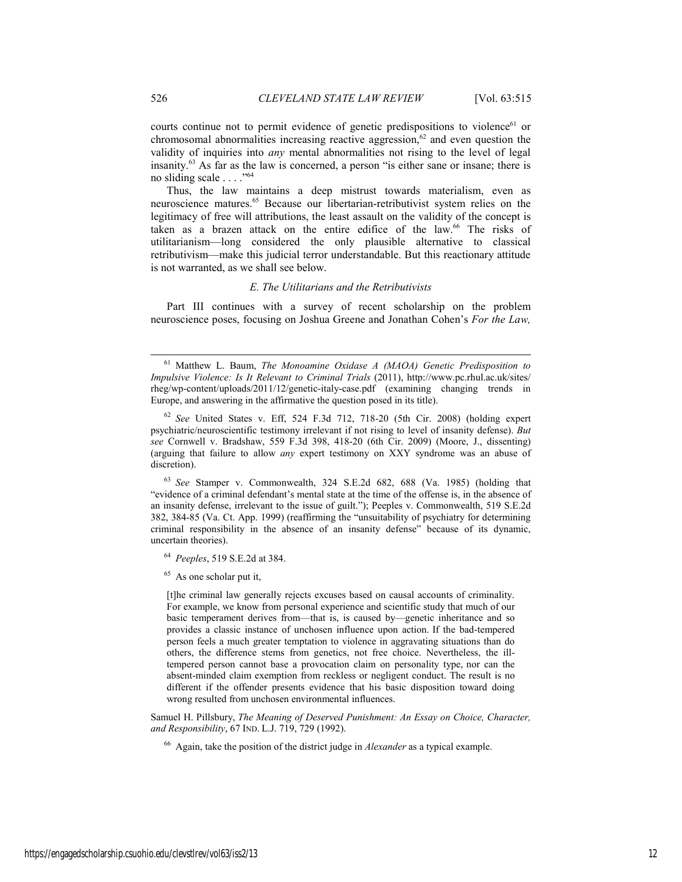courts continue not to permit evidence of genetic predispositions to violence[61] or chromosomal abnormalities increasing reactive aggression,[62] and even question the validity of inquiries into *any* mental abnormalities not rising to the level of legal insanity.[63] As far as the law is concerned, a person "is either sane or insane; there is no sliding scale . . . ."[64]

Thus, the law maintains a deep mistrust towards materialism, even as neuroscience matures.[65] Because our libertarian-retributivist system relies on the legitimacy of free will attributions, the least assault on the validity of the concept is taken as a brazen attack on the entire edifice of the law.[66] The risks of utilitarianism—long considered the only plausible alternative to classical retributivism—make this judicial terror understandable. But this reactionary attitude is not warranted, as we shall see below.

### *E. The Utilitarians and the Retributivists*

Part III continues with a survey of recent scholarship on the problem neuroscience poses, focusing on Joshua Greene and Jonathan Cohen's *For the Law,*

---

[61] Matthew L. Baum, *The Monoamine Oxidase A (MAOA) Genetic Predisposition to Impulsive Violence: Is It Relevant to Criminal Trials* (2011), http://www.pc.rhul.ac.uk/sites/rheg/wp-content/uploads/2011/12/genetic-italy-case.pdf (examining changing trends in Europe, and answering in the affirmative the question posed in its title).

[62] *See* United States v. Eff, 524 F.3d 712, 718-20 (5th Cir. 2008) (holding expert psychiatric/neuroscientific testimony irrelevant if not rising to level of insanity defense). *But see* Cornwell v. Bradshaw, 559 F.3d 398, 418-20 (6th Cir. 2009) (Moore, J., dissenting) (arguing that failure to allow *any* expert testimony on XXY syndrome was an abuse of discretion).

[63] *See* Stamper v. Commonwealth, 324 S.E.2d 682, 688 (Va. 1985) (holding that "evidence of a criminal defendant's mental state at the time of the offense is, in the absence of an insanity defense, irrelevant to the issue of guilt."); Peeples v. Commonwealth, 519 S.E.2d 382, 384-85 (Va. Ct. App. 1999) (reaffirming the "unsuitability of psychiatry for determining criminal responsibility in the absence of an insanity defense" because of its dynamic, uncertain theories).

[64] *Peeples*, 519 S.E.2d at 384.

[65] As one scholar put it,

> [t]he criminal law generally rejects excuses based on causal accounts of criminality. For example, we know from personal experience and scientific study that much of our basic temperament derives from—that is, is caused by—genetic inheritance and so provides a classic instance of unchosen influence upon action. If the bad-tempered person feels a much greater temptation to violence in aggravating situations than do others, the difference stems from genetics, not free choice. Nevertheless, the ill-tempered person cannot base a provocation claim on personality type, nor can the absent-minded claim exemption from reckless or negligent conduct. The result is no different if the offender presents evidence that his basic disposition toward doing wrong resulted from unchosen environmental influences.

Samuel H. Pillsbury, *The Meaning of Deserved Punishment: An Essay on Choice, Character, and Responsibility*, 67 IND. L.J. 719, 729 (1992).

[66] Again, take the position of the district judge in *Alexander* as a typical example.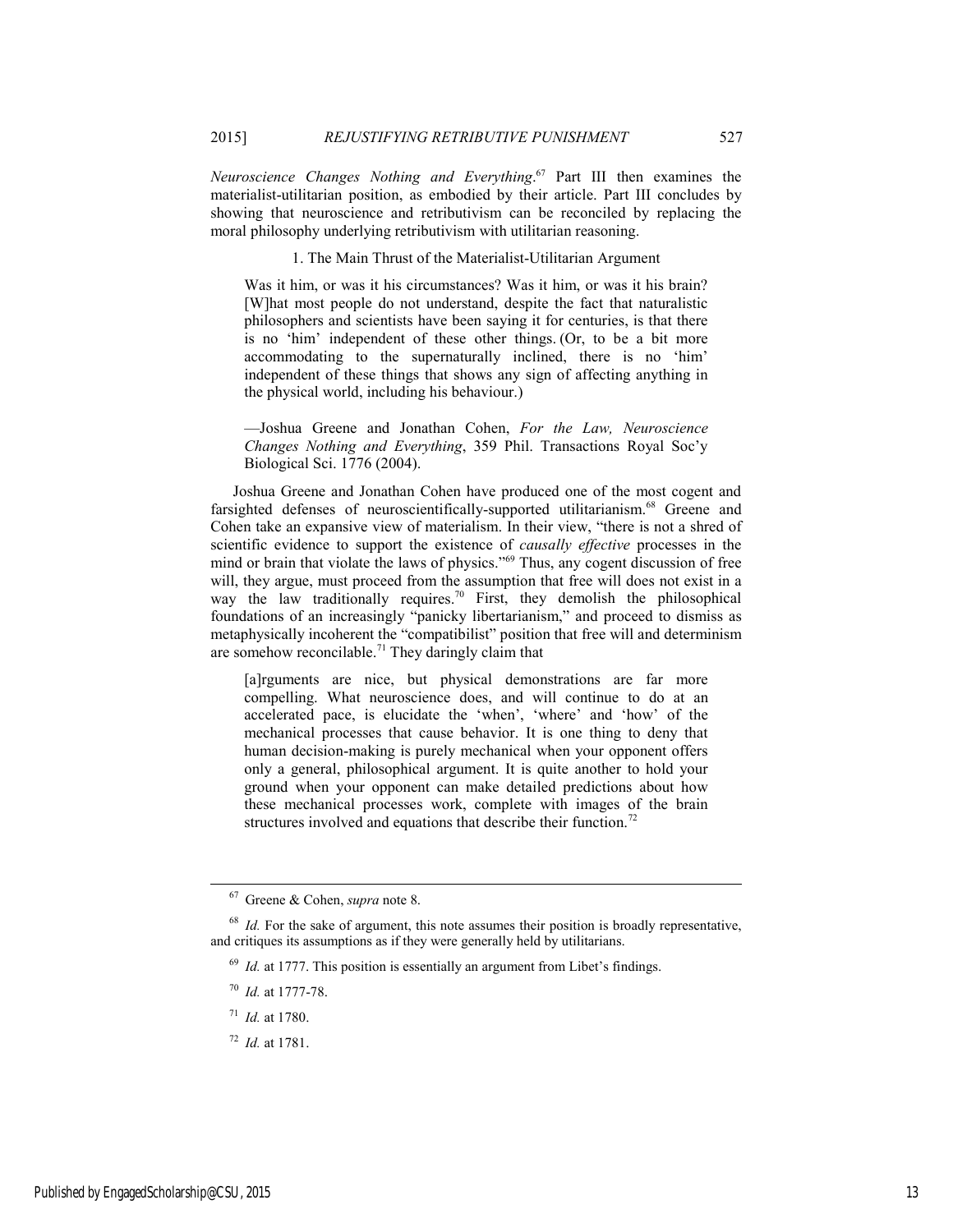*Neuroscience Changes Nothing and Everything*.[67] Part III then examines the materialist-utilitarian position, as embodied by their article. Part III concludes by showing that neuroscience and retributivism can be reconciled by replacing the moral philosophy underlying retributivism with utilitarian reasoning.

### 1. The Main Thrust of the Materialist-Utilitarian Argument

> Was it him, or was it his circumstances? Was it him, or was it his brain? [W]hat most people do not understand, despite the fact that naturalistic philosophers and scientists have been saying it for centuries, is that there is no 'him' independent of these other things. (Or, to be a bit more accommodating to the supernaturally inclined, there is no 'him' independent of these things that shows any sign of affecting anything in the physical world, including his behaviour.)
>
> —Joshua Greene and Jonathan Cohen, *For the Law, Neuroscience Changes Nothing and Everything*, 359 Phil. Transactions Royal Soc'y Biological Sci. 1776 (2004).

Joshua Greene and Jonathan Cohen have produced one of the most cogent and farsighted defenses of neuroscientifically-supported utilitarianism.[68] Greene and Cohen take an expansive view of materialism. In their view, "there is not a shred of scientific evidence to support the existence of *causally effective* processes in the mind or brain that violate the laws of physics."[69] Thus, any cogent discussion of free will, they argue, must proceed from the assumption that free will does not exist in a way the law traditionally requires.[70] First, they demolish the philosophical foundations of an increasingly "panicky libertarianism," and proceed to dismiss as metaphysically incoherent the "compatibilist" position that free will and determinism are somehow reconcilable.[71] They daringly claim that

> [a]rguments are nice, but physical demonstrations are far more compelling. What neuroscience does, and will continue to do at an accelerated pace, is elucidate the 'when', 'where' and 'how' of the mechanical processes that cause behavior. It is one thing to deny that human decision-making is purely mechanical when your opponent offers only a general, philosophical argument. It is quite another to hold your ground when your opponent can make detailed predictions about how these mechanical processes work, complete with images of the brain structures involved and equations that describe their function.[72]

---

[67] Greene & Cohen, *supra* note 8.

[68] *Id.* For the sake of argument, this note assumes their position is broadly representative, and critiques its assumptions as if they were generally held by utilitarians.

[69] *Id.* at 1777. This position is essentially an argument from Libet's findings.

[70] *Id.* at 1777-78.

[71] *Id.* at 1780.

[72] *Id.* at 1781.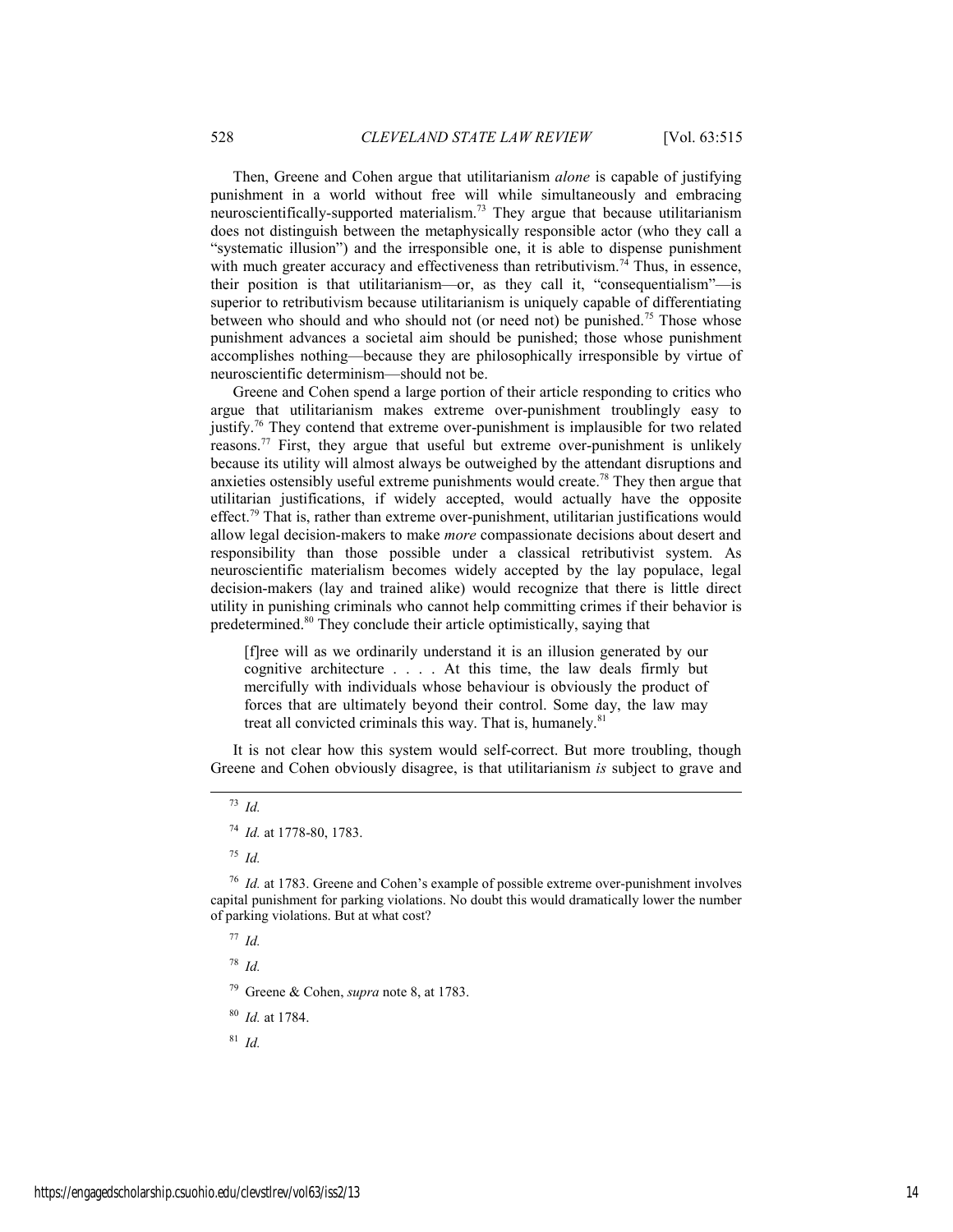Then, Greene and Cohen argue that utilitarianism *alone* is capable of justifying punishment in a world without free will while simultaneously and embracing neuroscientifically-supported materialism.[73] They argue that because utilitarianism does not distinguish between the metaphysically responsible actor (who they call a "systematic illusion") and the irresponsible one, it is able to dispense punishment with much greater accuracy and effectiveness than retributivism.[74] Thus, in essence, their position is that utilitarianism—or, as they call it, "consequentialism"—is superior to retributivism because utilitarianism is uniquely capable of differentiating between who should and who should not (or need not) be punished.[75] Those whose punishment advances a societal aim should be punished; those whose punishment accomplishes nothing—because they are philosophically irresponsible by virtue of neuroscientific determinism—should not be.

Greene and Cohen spend a large portion of their article responding to critics who argue that utilitarianism makes extreme over-punishment troublingly easy to justify.[76] They contend that extreme over-punishment is implausible for two related reasons.[77] First, they argue that useful but extreme over-punishment is unlikely because its utility will almost always be outweighed by the attendant disruptions and anxieties ostensibly useful extreme punishments would create.[78] They then argue that utilitarian justifications, if widely accepted, would actually have the opposite effect.[79] That is, rather than extreme over-punishment, utilitarian justifications would allow legal decision-makers to make *more* compassionate decisions about desert and responsibility than those possible under a classical retributivist system. As neuroscientific materialism becomes widely accepted by the lay populace, legal decision-makers (lay and trained alike) would recognize that there is little direct utility in punishing criminals who cannot help committing crimes if their behavior is predetermined.[80] They conclude their article optimistically, saying that

> [f]ree will as we ordinarily understand it is an illusion generated by our cognitive architecture . . . . At this time, the law deals firmly but mercifully with individuals whose behaviour is obviously the product of forces that are ultimately beyond their control. Some day, the law may treat all convicted criminals this way. That is, humanely.[81]

It is not clear how this system would self-correct. But more troubling, though Greene and Cohen obviously disagree, is that utilitarianism *is* subject to grave and

---

[73] *Id.*

[74] *Id.* at 1778-80, 1783.

[75] *Id.*

[76] *Id.* at 1783. Greene and Cohen's example of possible extreme over-punishment involves capital punishment for parking violations. No doubt this would dramatically lower the number of parking violations. But at what cost?

[77] *Id.*

[78] *Id.*

[79] Greene & Cohen, *supra* note 8, at 1783.

[80] *Id.* at 1784.

[81] *Id.*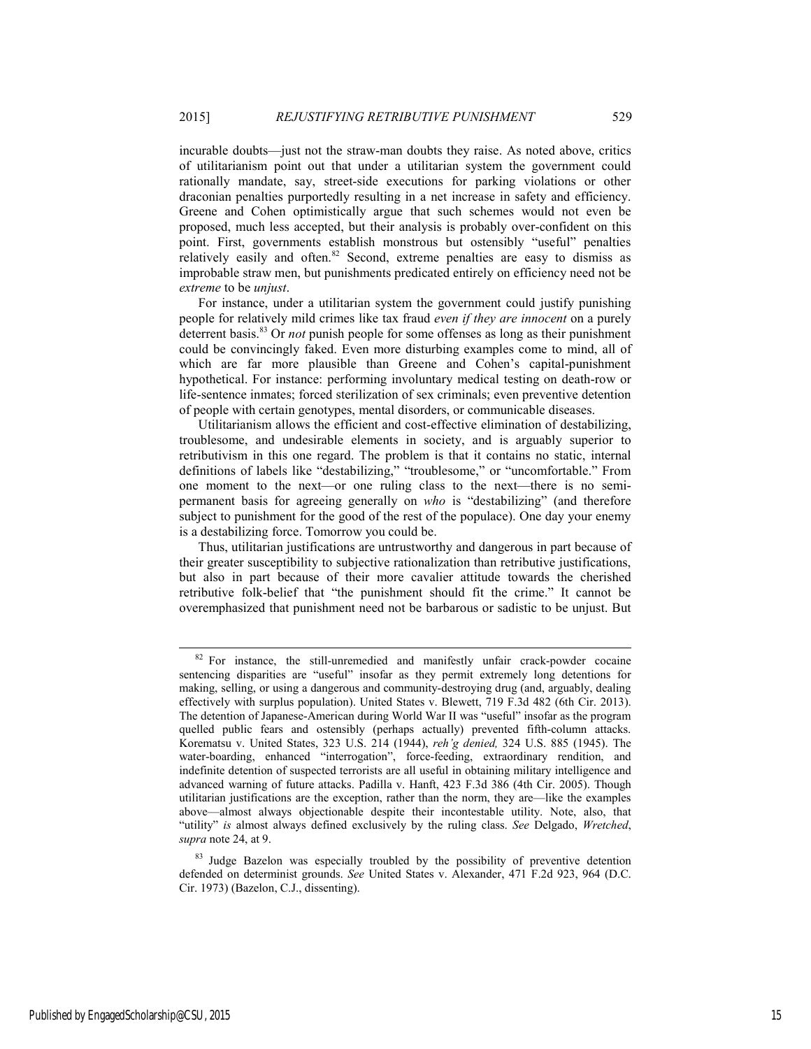incurable doubts—just not the straw-man doubts they raise. As noted above, critics of utilitarianism point out that under a utilitarian system the government could rationally mandate, say, street-side executions for parking violations or other draconian penalties purportedly resulting in a net increase in safety and efficiency. Greene and Cohen optimistically argue that such schemes would not even be proposed, much less accepted, but their analysis is probably over-confident on this point. First, governments establish monstrous but ostensibly "useful" penalties relatively easily and often.[82] Second, extreme penalties are easy to dismiss as improbable straw men, but punishments predicated entirely on efficiency need not be *extreme* to be *unjust*.

For instance, under a utilitarian system the government could justify punishing people for relatively mild crimes like tax fraud *even if they are innocent* on a purely deterrent basis.[83] Or *not* punish people for some offenses as long as their punishment could be convincingly faked. Even more disturbing examples come to mind, all of which are far more plausible than Greene and Cohen's capital-punishment hypothetical. For instance: performing involuntary medical testing on death-row or life-sentence inmates; forced sterilization of sex criminals; even preventive detention of people with certain genotypes, mental disorders, or communicable diseases.

Utilitarianism allows the efficient and cost-effective elimination of destabilizing, troublesome, and undesirable elements in society, and is arguably superior to retributivism in this one regard. The problem is that it contains no static, internal definitions of labels like "destabilizing," "troublesome," or "uncomfortable." From one moment to the next—or one ruling class to the next—there is no semi-permanent basis for agreeing generally on *who* is "destabilizing" (and therefore subject to punishment for the good of the rest of the populace). One day your enemy is a destabilizing force. Tomorrow you could be.

Thus, utilitarian justifications are untrustworthy and dangerous in part because of their greater susceptibility to subjective rationalization than retributive justifications, but also in part because of their more cavalier attitude towards the cherished retributive folk-belief that "the punishment should fit the crime." It cannot be overemphasized that punishment need not be barbarous or sadistic to be unjust. But

---

[82] For instance, the still-unremedied and manifestly unfair crack-powder cocaine sentencing disparities are "useful" insofar as they permit extremely long detentions for making, selling, or using a dangerous and community-destroying drug (and, arguably, dealing effectively with surplus population). United States v. Blewett, 719 F.3d 482 (6th Cir. 2013). The detention of Japanese-American during World War II was "useful" insofar as the program quelled public fears and ostensibly prevented fifth-column attacks. Korematsu v. United States, 323 U.S. 214 (1944), *reh'g denied,* 324 U.S. 885 (1945). The water-boarding, enhanced "interrogation", force-feeding, extraordinary rendition, and indefinite detention of suspected terrorists are all useful in obtaining military intelligence and advanced warning of future attacks. Padilla v. Hanft, 423 F.3d 386 (4th Cir. 2005). Though utilitarian justifications are the exception, rather than the norm, they are—like the examples above—almost always objectionable despite their incontestable utility. Note, also, that "utility" *is* almost always defined exclusively by the ruling class. *See* Delgado, *Wretched*, *supra* note 24, at 9.

[83] Judge Bazelon was especially troubled by the possibility of preventive detention defended on determinist grounds. *See* United States v. Alexander, 471 F.2d 923, 964 (D.C. Cir. 1973) (Bazelon, C.J., dissenting).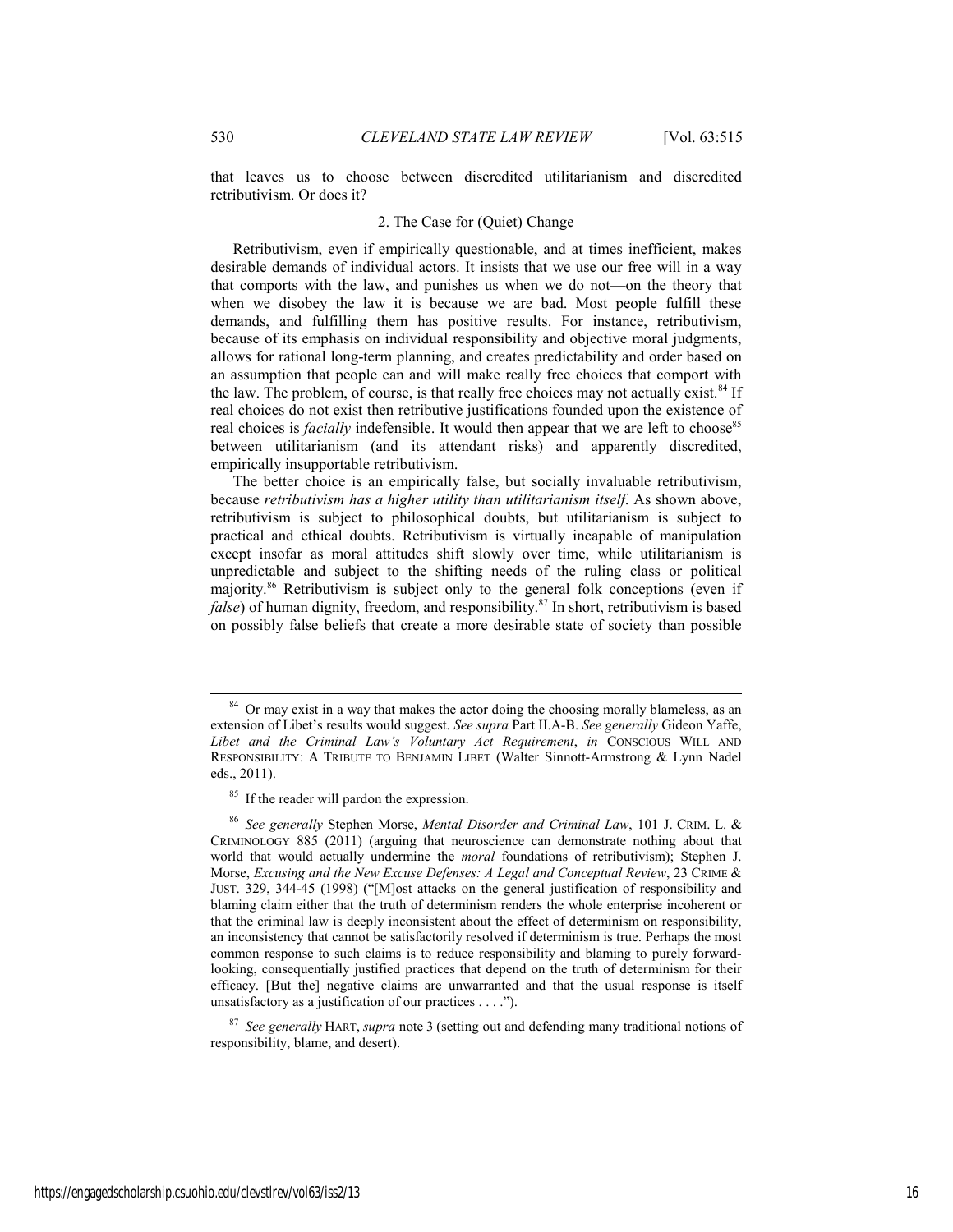that leaves us to choose between discredited utilitarianism and discredited retributivism. Or does it?

### 2. The Case for (Quiet) Change

Retributivism, even if empirically questionable, and at times inefficient, makes desirable demands of individual actors. It insists that we use our free will in a way that comports with the law, and punishes us when we do not—on the theory that when we disobey the law it is because we are bad. Most people fulfill these demands, and fulfilling them has positive results. For instance, retributivism, because of its emphasis on individual responsibility and objective moral judgments, allows for rational long-term planning, and creates predictability and order based on an assumption that people can and will make really free choices that comport with the law. The problem, of course, is that really free choices may not actually exist.[84] If real choices do not exist then retributive justifications founded upon the existence of real choices is *facially* indefensible. It would then appear that we are left to choose[85] between utilitarianism (and its attendant risks) and apparently discredited, empirically insupportable retributivism.

The better choice is an empirically false, but socially invaluable retributivism, because *retributivism has a higher utility than utilitarianism itself*. As shown above, retributivism is subject to philosophical doubts, but utilitarianism is subject to practical and ethical doubts. Retributivism is virtually incapable of manipulation except insofar as moral attitudes shift slowly over time, while utilitarianism is unpredictable and subject to the shifting needs of the ruling class or political majority.[86] Retributivism is subject only to the general folk conceptions (even if *false*) of human dignity, freedom, and responsibility.[87] In short, retributivism is based on possibly false beliefs that create a more desirable state of society than possible

---

[84] Or may exist in a way that makes the actor doing the choosing morally blameless, as an extension of Libet's results would suggest. *See supra* Part II.A-B. *See generally* Gideon Yaffe, *Libet and the Criminal Law's Voluntary Act Requirement*, *in* CONSCIOUS WILL AND RESPONSIBILITY: A TRIBUTE TO BENJAMIN LIBET (Walter Sinnott-Armstrong & Lynn Nadel eds., 2011).

[85] If the reader will pardon the expression.

[86] *See generally* Stephen Morse, *Mental Disorder and Criminal Law*, 101 J. CRIM. L. & CRIMINOLOGY 885 (2011) (arguing that neuroscience can demonstrate nothing about that world that would actually undermine the *moral* foundations of retributivism); Stephen J. Morse, *Excusing and the New Excuse Defenses: A Legal and Conceptual Review*, 23 CRIME & JUST. 329, 344-45 (1998) ("[M]ost attacks on the general justification of responsibility and blaming claim either that the truth of determinism renders the whole enterprise incoherent or that the criminal law is deeply inconsistent about the effect of determinism on responsibility, an inconsistency that cannot be satisfactorily resolved if determinism is true. Perhaps the most common response to such claims is to reduce responsibility and blaming to purely forward-looking, consequentially justified practices that depend on the truth of determinism for their efficacy. [But the] negative claims are unwarranted and that the usual response is itself unsatisfactory as a justification of our practices . . . .").

[87] *See generally* HART, *supra* note 3 (setting out and defending many traditional notions of responsibility, blame, and desert).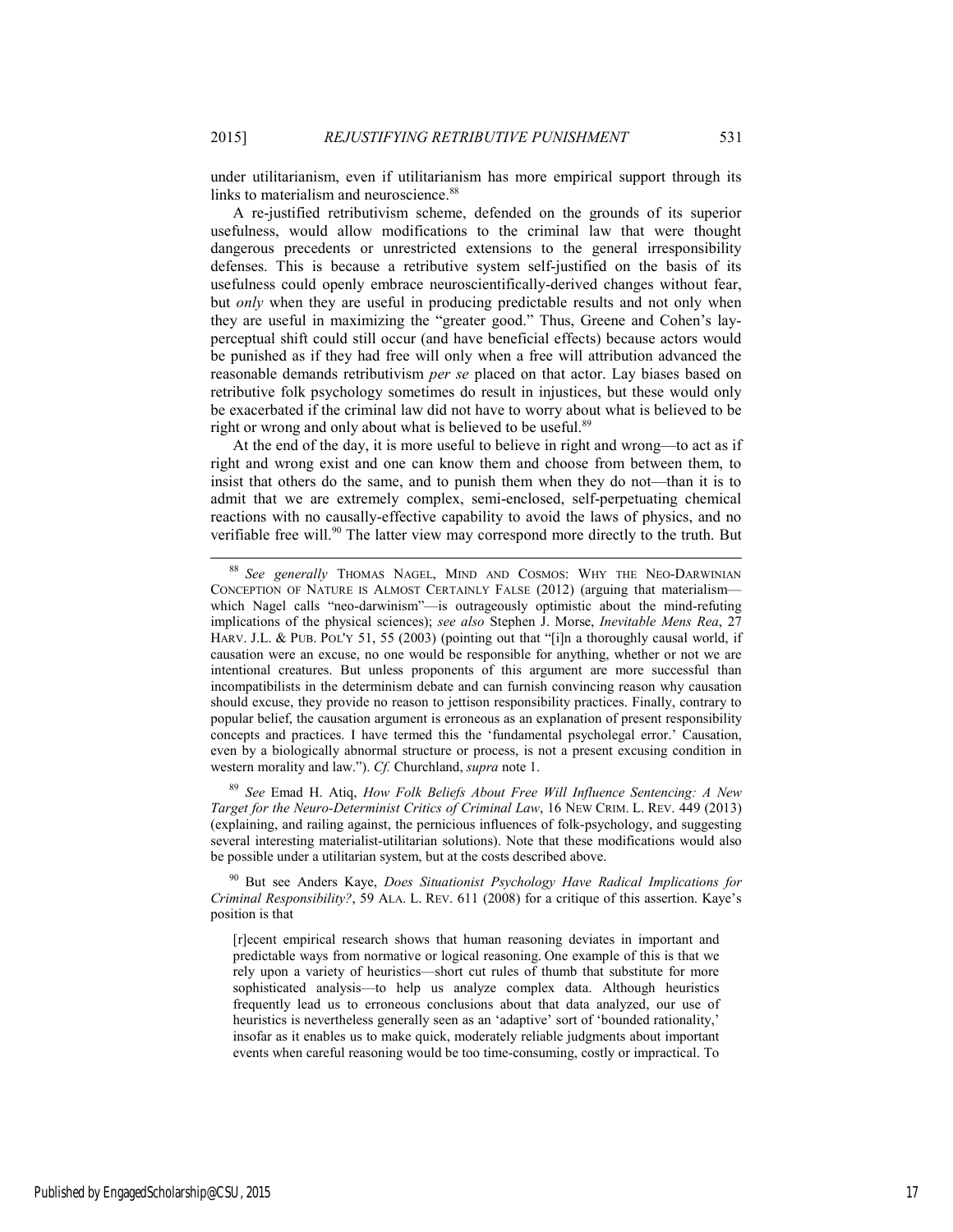under utilitarianism, even if utilitarianism has more empirical support through its links to materialism and neuroscience.[88]

A re-justified retributivism scheme, defended on the grounds of its superior usefulness, would allow modifications to the criminal law that were thought dangerous precedents or unrestricted extensions to the general irresponsibility defenses. This is because a retributive system self-justified on the basis of its usefulness could openly embrace neuroscientifically-derived changes without fear, but *only* when they are useful in producing predictable results and not only when they are useful in maximizing the "greater good." Thus, Greene and Cohen's lay-perceptual shift could still occur (and have beneficial effects) because actors would be punished as if they had free will only when a free will attribution advanced the reasonable demands retributivism *per se* placed on that actor. Lay biases based on retributive folk psychology sometimes do result in injustices, but these would only be exacerbated if the criminal law did not have to worry about what is believed to be right or wrong and only about what is believed to be useful.[89]

At the end of the day, it is more useful to believe in right and wrong—to act as if right and wrong exist and one can know them and choose from between them, to insist that others do the same, and to punish them when they do not—than it is to admit that we are extremely complex, semi-enclosed, self-perpetuating chemical reactions with no causally-effective capability to avoid the laws of physics, and no verifiable free will.[90] The latter view may correspond more directly to the truth. But

---

[88] *See generally* THOMAS NAGEL, MIND AND COSMOS: WHY THE NEO-DARWINIAN CONCEPTION OF NATURE IS ALMOST CERTAINLY FALSE (2012) (arguing that materialism—which Nagel calls "neo-darwinism"—is outrageously optimistic about the mind-refuting implications of the physical sciences); *see also* Stephen J. Morse, *Inevitable Mens Rea*, 27 HARV. J.L. & PUB. POL'Y 51, 55 (2003) (pointing out that "[i]n a thoroughly causal world, if causation were an excuse, no one would be responsible for anything, whether or not we are intentional creatures. But unless proponents of this argument are more successful than incompatibilists in the determinism debate and can furnish convincing reason why causation should excuse, they provide no reason to jettison responsibility practices. Finally, contrary to popular belief, the causation argument is erroneous as an explanation of present responsibility concepts and practices. I have termed this the 'fundamental psycholegal error.' Causation, even by a biologically abnormal structure or process, is not a present excusing condition in western morality and law."). *Cf.* Churchland, *supra* note 1.

[89] *See* Emad H. Atiq, *How Folk Beliefs About Free Will Influence Sentencing: A New Target for the Neuro-Determinist Critics of Criminal Law*, 16 NEW CRIM. L. REV. 449 (2013) (explaining, and railing against, the pernicious influences of folk-psychology, and suggesting several interesting materialist-utilitarian solutions). Note that these modifications would also be possible under a utilitarian system, but at the costs described above.

[90] But see Anders Kaye, *Does Situationist Psychology Have Radical Implications for Criminal Responsibility?*, 59 ALA. L. REV. 611 (2008) for a critique of this assertion. Kaye's position is that

> [r]ecent empirical research shows that human reasoning deviates in important and predictable ways from normative or logical reasoning. One example of this is that we rely upon a variety of heuristics—short cut rules of thumb that substitute for more sophisticated analysis—to help us analyze complex data. Although heuristics frequently lead us to erroneous conclusions about that data analyzed, our use of heuristics is nevertheless generally seen as an 'adaptive' sort of 'bounded rationality,' insofar as it enables us to make quick, moderately reliable judgments about important events when careful reasoning would be too time-consuming, costly or impractical. To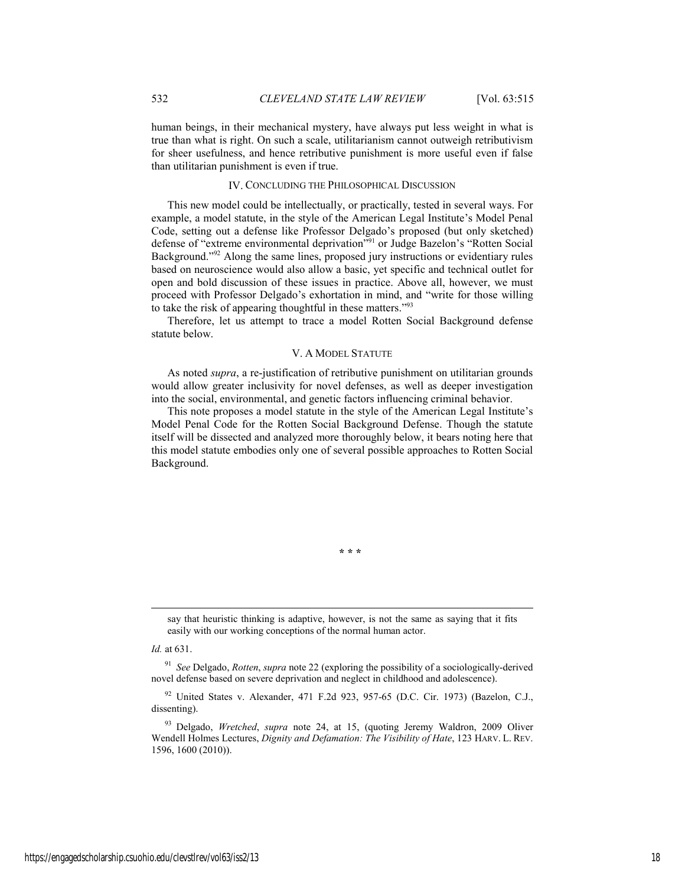human beings, in their mechanical mystery, have always put less weight in what is true than what is right. On such a scale, utilitarianism cannot outweigh retributivism for sheer usefulness, and hence retributive punishment is more useful even if false than utilitarian punishment is even if true.

## IV. CONCLUDING THE PHILOSOPHICAL DISCUSSION

This new model could be intellectually, or practically, tested in several ways. For example, a model statute, in the style of the American Legal Institute's Model Penal Code, setting out a defense like Professor Delgado's proposed (but only sketched) defense of "extreme environmental deprivation"[91] or Judge Bazelon's "Rotten Social Background."[92] Along the same lines, proposed jury instructions or evidentiary rules based on neuroscience would also allow a basic, yet specific and technical outlet for open and bold discussion of these issues in practice. Above all, however, we must proceed with Professor Delgado's exhortation in mind, and "write for those willing to take the risk of appearing thoughtful in these matters."[93]

Therefore, let us attempt to trace a model Rotten Social Background defense statute below.

## V. A MODEL STATUTE

As noted *supra*, a re-justification of retributive punishment on utilitarian grounds would allow greater inclusivity for novel defenses, as well as deeper investigation into the social, environmental, and genetic factors influencing criminal behavior.

This note proposes a model statute in the style of the American Legal Institute's Model Penal Code for the Rotten Social Background Defense. Though the statute itself will be dissected and analyzed more thoroughly below, it bears noting here that this model statute embodies only one of several possible approaches to Rotten Social Background.

\* \* \*

---

> say that heuristic thinking is adaptive, however, is not the same as saying that it fits easily with our working conceptions of the normal human actor.

*Id.* at 631.

[91] *See* Delgado, *Rotten*, *supra* note 22 (exploring the possibility of a sociologically-derived novel defense based on severe deprivation and neglect in childhood and adolescence).

[92] United States v. Alexander, 471 F.2d 923, 957-65 (D.C. Cir. 1973) (Bazelon, C.J., dissenting).

[93] Delgado, *Wretched*, *supra* note 24, at 15, (quoting Jeremy Waldron, 2009 Oliver Wendell Holmes Lectures, *Dignity and Defamation: The Visibility of Hate*, 123 HARV. L. REV. 1596, 1600 (2010)).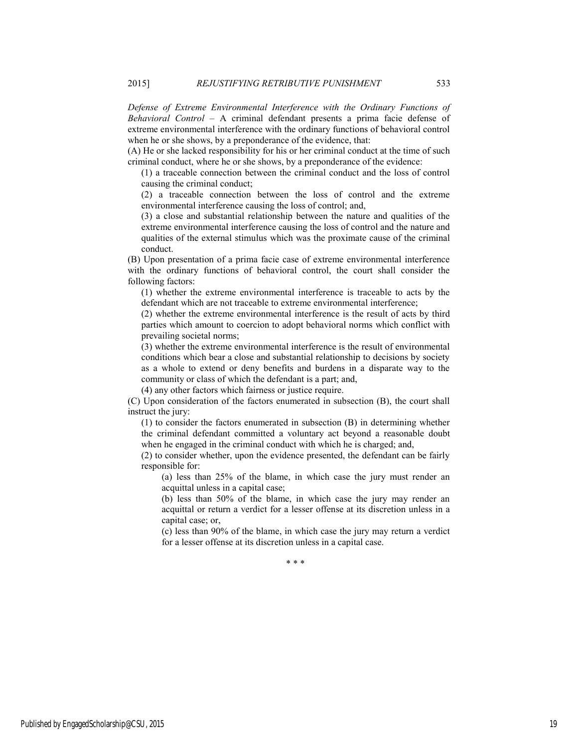*Defense of Extreme Environmental Interference with the Ordinary Functions of Behavioral Control* – A criminal defendant presents a prima facie defense of extreme environmental interference with the ordinary functions of behavioral control when he or she shows, by a preponderance of the evidence, that:

(A) He or she lacked responsibility for his or her criminal conduct at the time of such criminal conduct, where he or she shows, by a preponderance of the evidence:

> (1) a traceable connection between the criminal conduct and the loss of control causing the criminal conduct;
>
> (2) a traceable connection between the loss of control and the extreme environmental interference causing the loss of control; and,
>
> (3) a close and substantial relationship between the nature and qualities of the extreme environmental interference causing the loss of control and the nature and qualities of the external stimulus which was the proximate cause of the criminal conduct.

(B) Upon presentation of a prima facie case of extreme environmental interference with the ordinary functions of behavioral control, the court shall consider the following factors:

> (1) whether the extreme environmental interference is traceable to acts by the defendant which are not traceable to extreme environmental interference;
>
> (2) whether the extreme environmental interference is the result of acts by third parties which amount to coercion to adopt behavioral norms which conflict with prevailing societal norms;
>
> (3) whether the extreme environmental interference is the result of environmental conditions which bear a close and substantial relationship to decisions by society as a whole to extend or deny benefits and burdens in a disparate way to the community or class of which the defendant is a part; and,
>
> (4) any other factors which fairness or justice require.

(C) Upon consideration of the factors enumerated in subsection (B), the court shall instruct the jury:

> (1) to consider the factors enumerated in subsection (B) in determining whether the criminal defendant committed a voluntary act beyond a reasonable doubt when he engaged in the criminal conduct with which he is charged; and,
>
> (2) to consider whether, upon the evidence presented, the defendant can be fairly responsible for:
>
> > (a) less than 25% of the blame, in which case the jury must render an acquittal unless in a capital case;
> >
> > (b) less than 50% of the blame, in which case the jury may render an acquittal or return a verdict for a lesser offense at its discretion unless in a capital case; or,
> >
> > (c) less than 90% of the blame, in which case the jury may return a verdict for a lesser offense at its discretion unless in a capital case.

\* \* \*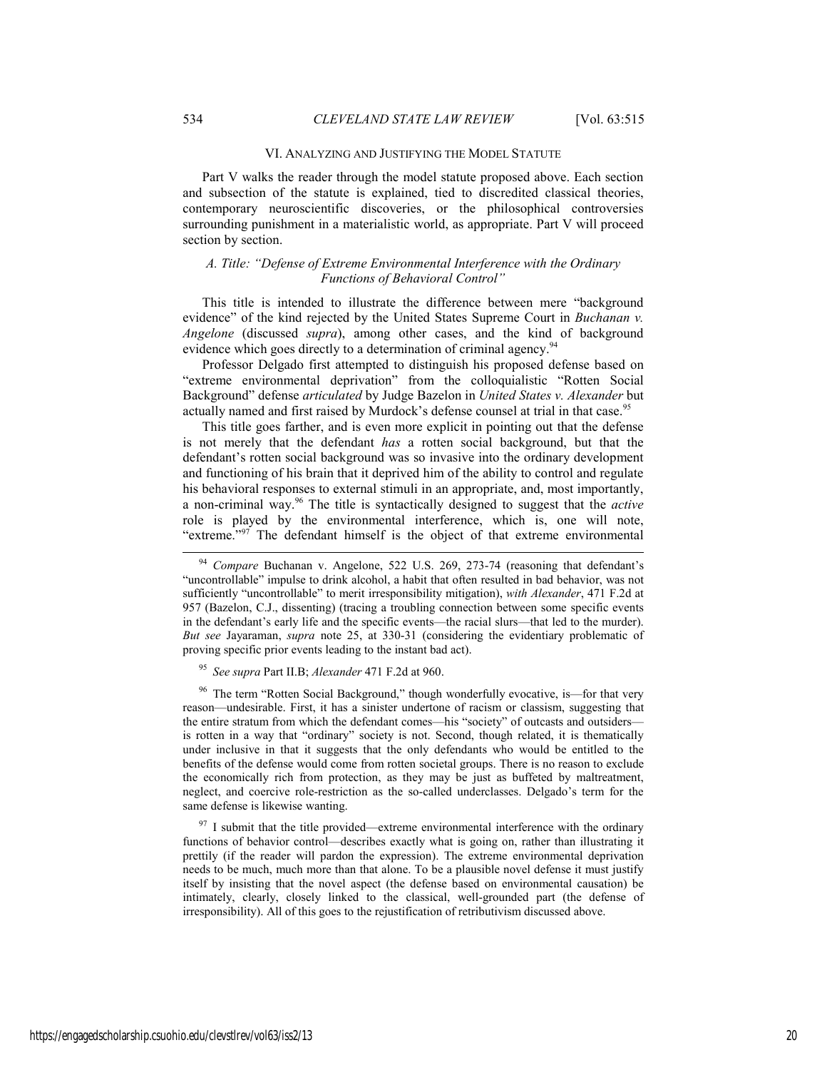## VI. ANALYZING AND JUSTIFYING THE MODEL STATUTE

Part V walks the reader through the model statute proposed above. Each section and subsection of the statute is explained, tied to discredited classical theories, contemporary neuroscientific discoveries, or the philosophical controversies surrounding punishment in a materialistic world, as appropriate. Part V will proceed section by section.

### *A. Title: "Defense of Extreme Environmental Interference with the Ordinary Functions of Behavioral Control"*

This title is intended to illustrate the difference between mere "background evidence" of the kind rejected by the United States Supreme Court in *Buchanan v. Angelone* (discussed *supra*), among other cases, and the kind of background evidence which goes directly to a determination of criminal agency.[94]

Professor Delgado first attempted to distinguish his proposed defense based on "extreme environmental deprivation" from the colloquialistic "Rotten Social Background" defense *articulated* by Judge Bazelon in *United States v. Alexander* but actually named and first raised by Murdock's defense counsel at trial in that case.[95]

This title goes farther, and is even more explicit in pointing out that the defense is not merely that the defendant *has* a rotten social background, but that the defendant's rotten social background was so invasive into the ordinary development and functioning of his brain that it deprived him of the ability to control and regulate his behavioral responses to external stimuli in an appropriate, and, most importantly, a non-criminal way.[96] The title is syntactically designed to suggest that the *active* role is played by the environmental interference, which is, one will note, "extreme."[97] The defendant himself is the object of that extreme environmental

---

[94] *Compare* Buchanan v. Angelone, 522 U.S. 269, 273-74 (reasoning that defendant's "uncontrollable" impulse to drink alcohol, a habit that often resulted in bad behavior, was not sufficiently "uncontrollable" to merit irresponsibility mitigation), *with Alexander*, 471 F.2d at 957 (Bazelon, C.J., dissenting) (tracing a troubling connection between some specific events in the defendant's early life and the specific events—the racial slurs—that led to the murder). *But see* Jayaraman, *supra* note 25, at 330-31 (considering the evidentiary problematic of proving specific prior events leading to the instant bad act).

[95] *See supra* Part II.B; *Alexander* 471 F.2d at 960.

[96] The term "Rotten Social Background," though wonderfully evocative, is—for that very reason—undesirable. First, it has a sinister undertone of racism or classism, suggesting that the entire stratum from which the defendant comes—his "society" of outcasts and outsiders—is rotten in a way that "ordinary" society is not. Second, though related, it is thematically under inclusive in that it suggests that the only defendants who would be entitled to the benefits of the defense would come from rotten societal groups. There is no reason to exclude the economically rich from protection, as they may be just as buffeted by maltreatment, neglect, and coercive role-restriction as the so-called underclasses. Delgado's term for the same defense is likewise wanting.

[97] I submit that the title provided—extreme environmental interference with the ordinary functions of behavior control—describes exactly what is going on, rather than illustrating it prettily (if the reader will pardon the expression). The extreme environmental deprivation needs to be much, much more than that alone. To be a plausible novel defense it must justify itself by insisting that the novel aspect (the defense based on environmental causation) be intimately, clearly, closely linked to the classical, well-grounded part (the defense of irresponsibility). All of this goes to the rejustification of retributivism discussed above.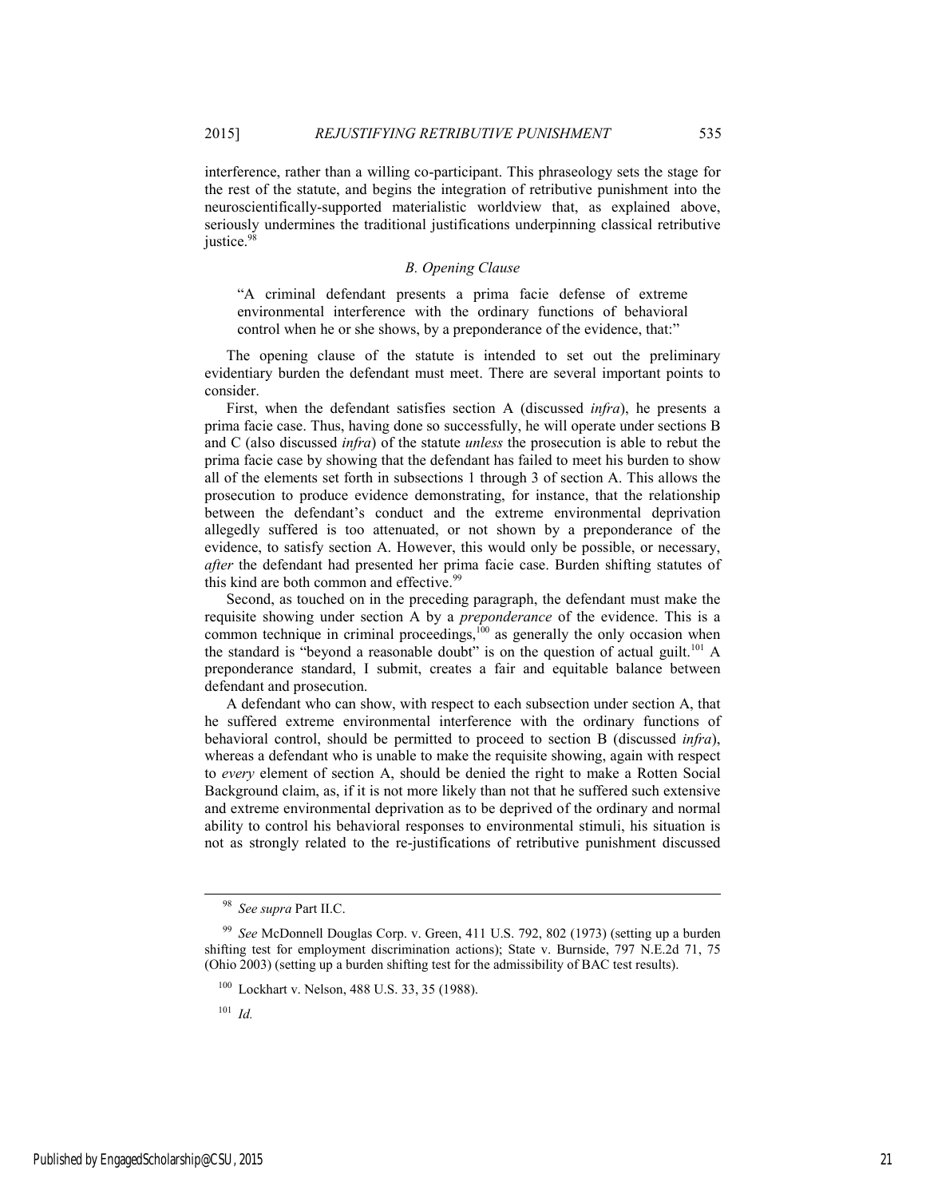interference, rather than a willing co-participant. This phraseology sets the stage for the rest of the statute, and begins the integration of retributive punishment into the neuroscientifically-supported materialistic worldview that, as explained above, seriously undermines the traditional justifications underpinning classical retributive justice.[98]

### *B. Opening Clause*

> "A criminal defendant presents a prima facie defense of extreme environmental interference with the ordinary functions of behavioral control when he or she shows, by a preponderance of the evidence, that:"

The opening clause of the statute is intended to set out the preliminary evidentiary burden the defendant must meet. There are several important points to consider.

First, when the defendant satisfies section A (discussed *infra*), he presents a prima facie case. Thus, having done so successfully, he will operate under sections B and C (also discussed *infra*) of the statute *unless* the prosecution is able to rebut the prima facie case by showing that the defendant has failed to meet his burden to show all of the elements set forth in subsections 1 through 3 of section A. This allows the prosecution to produce evidence demonstrating, for instance, that the relationship between the defendant's conduct and the extreme environmental deprivation allegedly suffered is too attenuated, or not shown by a preponderance of the evidence, to satisfy section A. However, this would only be possible, or necessary, *after* the defendant had presented her prima facie case. Burden shifting statutes of this kind are both common and effective.[99]

Second, as touched on in the preceding paragraph, the defendant must make the requisite showing under section A by a *preponderance* of the evidence. This is a common technique in criminal proceedings,[100] as generally the only occasion when the standard is "beyond a reasonable doubt" is on the question of actual guilt.[101] A preponderance standard, I submit, creates a fair and equitable balance between defendant and prosecution.

A defendant who can show, with respect to each subsection under section A, that he suffered extreme environmental interference with the ordinary functions of behavioral control, should be permitted to proceed to section B (discussed *infra*), whereas a defendant who is unable to make the requisite showing, again with respect to *every* element of section A, should be denied the right to make a Rotten Social Background claim, as, if it is not more likely than not that he suffered such extensive and extreme environmental deprivation as to be deprived of the ordinary and normal ability to control his behavioral responses to environmental stimuli, his situation is not as strongly related to the re-justifications of retributive punishment discussed

---

[98] *See supra* Part II.C.

[99] *See* McDonnell Douglas Corp. v. Green, 411 U.S. 792, 802 (1973) (setting up a burden shifting test for employment discrimination actions); State v. Burnside, 797 N.E.2d 71, 75 (Ohio 2003) (setting up a burden shifting test for the admissibility of BAC test results).

[100] Lockhart v. Nelson, 488 U.S. 33, 35 (1988).

[101] *Id.*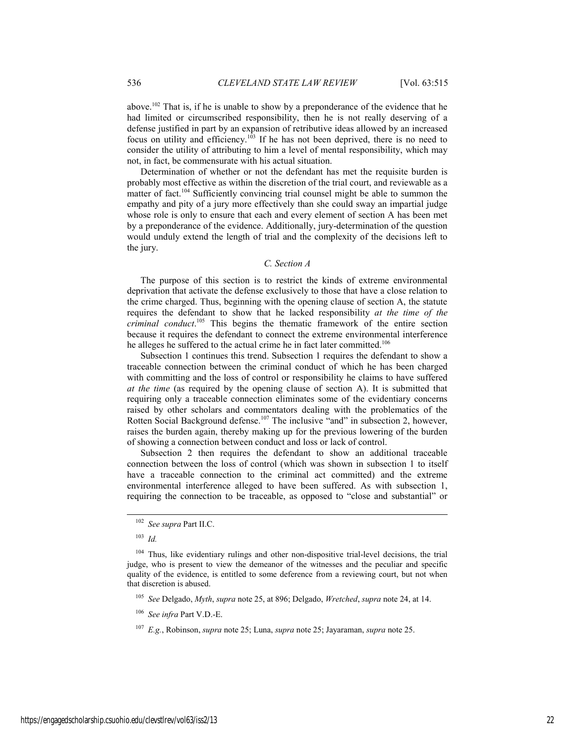above.[102] That is, if he is unable to show by a preponderance of the evidence that he had limited or circumscribed responsibility, then he is not really deserving of a defense justified in part by an expansion of retributive ideas allowed by an increased focus on utility and efficiency.[103] If he has not been deprived, there is no need to consider the utility of attributing to him a level of mental responsibility, which may not, in fact, be commensurate with his actual situation.

Determination of whether or not the defendant has met the requisite burden is probably most effective as within the discretion of the trial court, and reviewable as a matter of fact.[104] Sufficiently convincing trial counsel might be able to summon the empathy and pity of a jury more effectively than she could sway an impartial judge whose role is only to ensure that each and every element of section A has been met by a preponderance of the evidence. Additionally, jury-determination of the question would unduly extend the length of trial and the complexity of the decisions left to the jury.

### *C. Section A*

The purpose of this section is to restrict the kinds of extreme environmental deprivation that activate the defense exclusively to those that have a close relation to the crime charged. Thus, beginning with the opening clause of section A, the statute requires the defendant to show that he lacked responsibility *at the time of the criminal conduct*.[105] This begins the thematic framework of the entire section because it requires the defendant to connect the extreme environmental interference he alleges he suffered to the actual crime he in fact later committed.[106]

Subsection 1 continues this trend. Subsection 1 requires the defendant to show a traceable connection between the criminal conduct of which he has been charged with committing and the loss of control or responsibility he claims to have suffered *at the time* (as required by the opening clause of section A). It is submitted that requiring only a traceable connection eliminates some of the evidentiary concerns raised by other scholars and commentators dealing with the problematics of the Rotten Social Background defense.[107] The inclusive "and" in subsection 2, however, raises the burden again, thereby making up for the previous lowering of the burden of showing a connection between conduct and loss or lack of control.

Subsection 2 then requires the defendant to show an additional traceable connection between the loss of control (which was shown in subsection 1 to itself have a traceable connection to the criminal act committed) and the extreme environmental interference alleged to have been suffered. As with subsection 1, requiring the connection to be traceable, as opposed to "close and substantial" or

---

[102] *See supra* Part II.C.

[103] *Id.*

[104] Thus, like evidentiary rulings and other non-dispositive trial-level decisions, the trial judge, who is present to view the demeanor of the witnesses and the peculiar and specific quality of the evidence, is entitled to some deference from a reviewing court, but not when that discretion is abused.

[105] *See* Delgado, *Myth*, *supra* note 25, at 896; Delgado, *Wretched*, *supra* note 24, at 14.

[106] *See infra* Part V.D.-E.

[107] *E.g.*, Robinson, *supra* note 25; Luna, *supra* note 25; Jayaraman, *supra* note 25.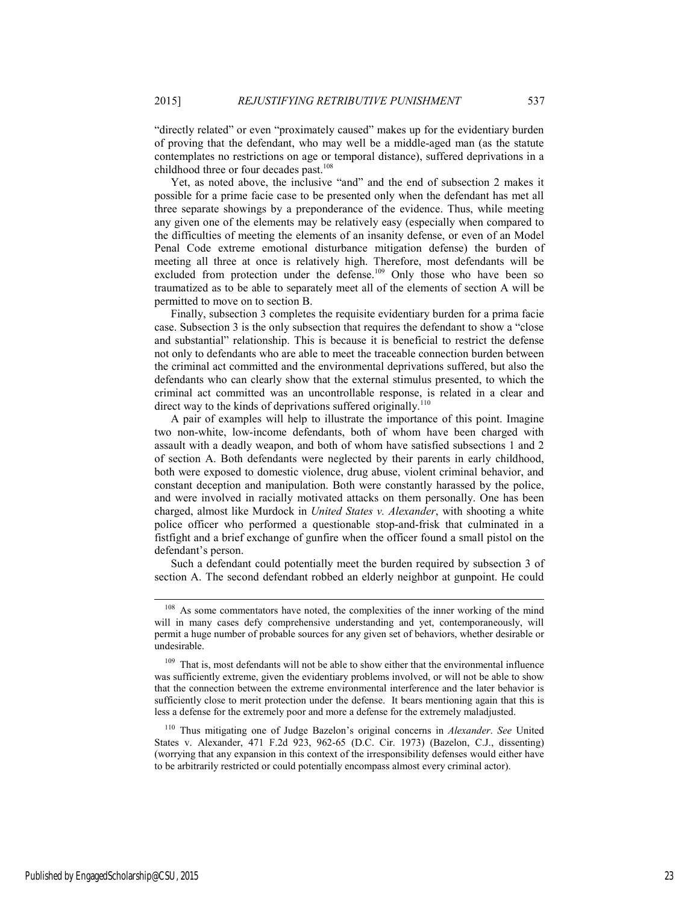"directly related" or even "proximately caused" makes up for the evidentiary burden of proving that the defendant, who may well be a middle-aged man (as the statute contemplates no restrictions on age or temporal distance), suffered deprivations in a childhood three or four decades past.[108]

Yet, as noted above, the inclusive "and" and the end of subsection 2 makes it possible for a prime facie case to be presented only when the defendant has met all three separate showings by a preponderance of the evidence. Thus, while meeting any given one of the elements may be relatively easy (especially when compared to the difficulties of meeting the elements of an insanity defense, or even of an Model Penal Code extreme emotional disturbance mitigation defense) the burden of meeting all three at once is relatively high. Therefore, most defendants will be excluded from protection under the defense.[109] Only those who have been so traumatized as to be able to separately meet all of the elements of section A will be permitted to move on to section B.

Finally, subsection 3 completes the requisite evidentiary burden for a prima facie case. Subsection 3 is the only subsection that requires the defendant to show a "close and substantial" relationship. This is because it is beneficial to restrict the defense not only to defendants who are able to meet the traceable connection burden between the criminal act committed and the environmental deprivations suffered, but also the defendants who can clearly show that the external stimulus presented, to which the criminal act committed was an uncontrollable response, is related in a clear and direct way to the kinds of deprivations suffered originally.[110]

A pair of examples will help to illustrate the importance of this point. Imagine two non-white, low-income defendants, both of whom have been charged with assault with a deadly weapon, and both of whom have satisfied subsections 1 and 2 of section A. Both defendants were neglected by their parents in early childhood, both were exposed to domestic violence, drug abuse, violent criminal behavior, and constant deception and manipulation. Both were constantly harassed by the police, and were involved in racially motivated attacks on them personally. One has been charged, almost like Murdock in *United States v. Alexander*, with shooting a white police officer who performed a questionable stop-and-frisk that culminated in a fistfight and a brief exchange of gunfire when the officer found a small pistol on the defendant's person.

Such a defendant could potentially meet the burden required by subsection 3 of section A. The second defendant robbed an elderly neighbor at gunpoint. He could

---

[108] As some commentators have noted, the complexities of the inner working of the mind will in many cases defy comprehensive understanding and yet, contemporaneously, will permit a huge number of probable sources for any given set of behaviors, whether desirable or undesirable.

[109] That is, most defendants will not be able to show either that the environmental influence was sufficiently extreme, given the evidentiary problems involved, or will not be able to show that the connection between the extreme environmental interference and the later behavior is sufficiently close to merit protection under the defense. It bears mentioning again that this is less a defense for the extremely poor and more a defense for the extremely maladjusted.

[110] Thus mitigating one of Judge Bazelon's original concerns in *Alexander*. *See* United States v. Alexander, 471 F.2d 923, 962-65 (D.C. Cir. 1973) (Bazelon, C.J., dissenting) (worrying that any expansion in this context of the irresponsibility defenses would either have to be arbitrarily restricted or could potentially encompass almost every criminal actor).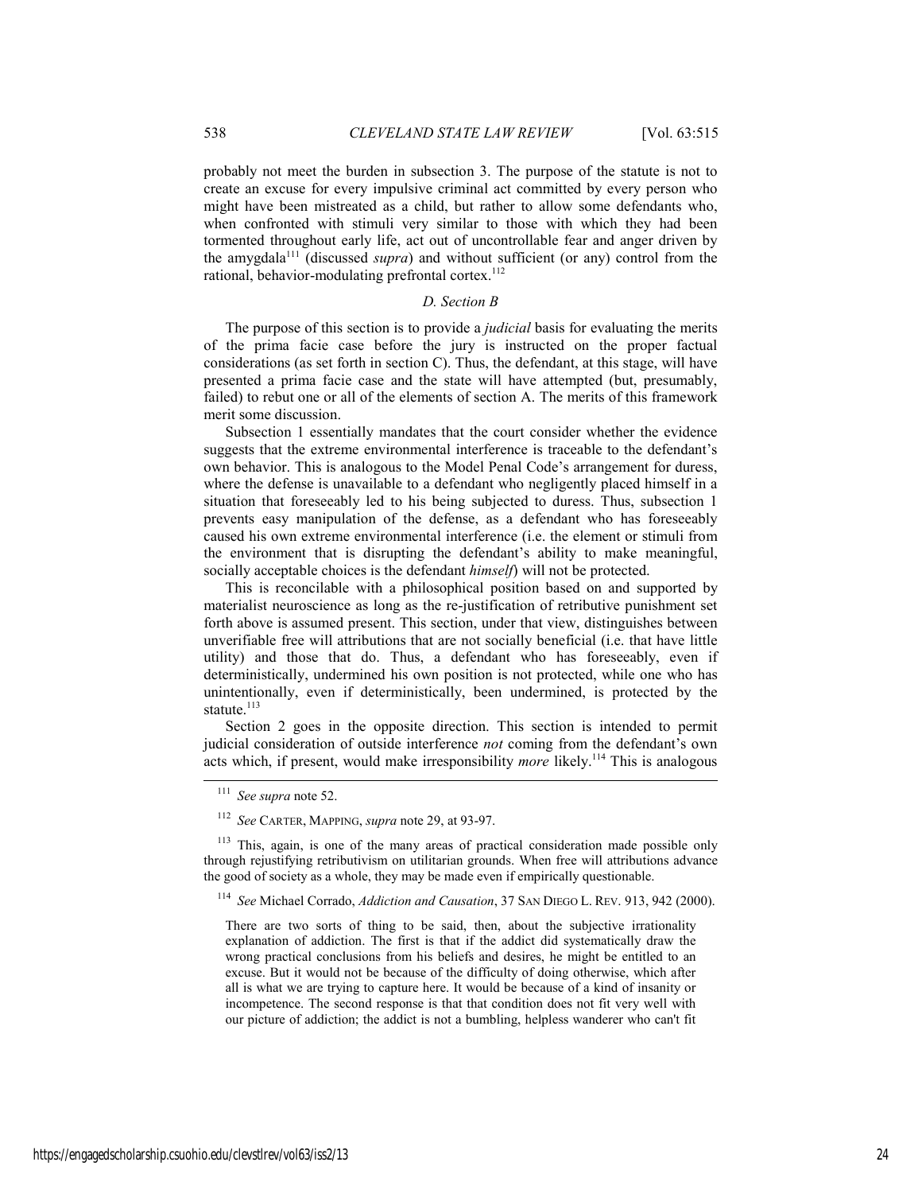probably not meet the burden in subsection 3. The purpose of the statute is not to create an excuse for every impulsive criminal act committed by every person who might have been mistreated as a child, but rather to allow some defendants who, when confronted with stimuli very similar to those with which they had been tormented throughout early life, act out of uncontrollable fear and anger driven by the amygdala[111] (discussed *supra*) and without sufficient (or any) control from the rational, behavior-modulating prefrontal cortex.[112]

### *D. Section B*

The purpose of this section is to provide a *judicial* basis for evaluating the merits of the prima facie case before the jury is instructed on the proper factual considerations (as set forth in section C). Thus, the defendant, at this stage, will have presented a prima facie case and the state will have attempted (but, presumably, failed) to rebut one or all of the elements of section A. The merits of this framework merit some discussion.

Subsection 1 essentially mandates that the court consider whether the evidence suggests that the extreme environmental interference is traceable to the defendant's own behavior. This is analogous to the Model Penal Code's arrangement for duress, where the defense is unavailable to a defendant who negligently placed himself in a situation that foreseeably led to his being subjected to duress. Thus, subsection 1 prevents easy manipulation of the defense, as a defendant who has foreseeably caused his own extreme environmental interference (i.e. the element or stimuli from the environment that is disrupting the defendant's ability to make meaningful, socially acceptable choices is the defendant *himself*) will not be protected.

This is reconcilable with a philosophical position based on and supported by materialist neuroscience as long as the re-justification of retributive punishment set forth above is assumed present. This section, under that view, distinguishes between unverifiable free will attributions that are not socially beneficial (i.e. that have little utility) and those that do. Thus, a defendant who has foreseeably, even if deterministically, undermined his own position is not protected, while one who has unintentionally, even if deterministically, been undermined, is protected by the statute.[113]

Section 2 goes in the opposite direction. This section is intended to permit judicial consideration of outside interference *not* coming from the defendant's own acts which, if present, would make irresponsibility *more* likely.[114] This is analogous

---

[111] *See supra* note 52.

[112] *See* CARTER, MAPPING, *supra* note 29, at 93-97.

[113] This, again, is one of the many areas of practical consideration made possible only through rejustifying retributivism on utilitarian grounds. When free will attributions advance the good of society as a whole, they may be made even if empirically questionable.

[114] *See* Michael Corrado, *Addiction and Causation*, 37 SAN DIEGO L. REV. 913, 942 (2000).

> There are two sorts of thing to be said, then, about the subjective irrationality explanation of addiction. The first is that if the addict did systematically draw the wrong practical conclusions from his beliefs and desires, he might be entitled to an excuse. But it would not be because of the difficulty of doing otherwise, which after all is what we are trying to capture here. It would be because of a kind of insanity or incompetence. The second response is that that condition does not fit very well with our picture of addiction; the addict is not a bumbling, helpless wanderer who can't fit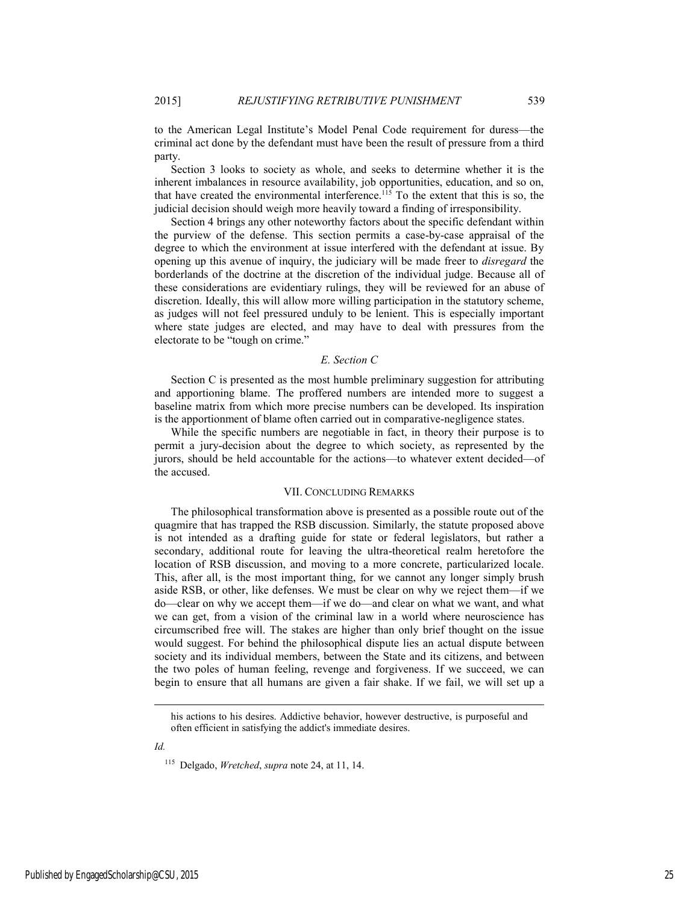to the American Legal Institute's Model Penal Code requirement for duress—the criminal act done by the defendant must have been the result of pressure from a third party.

Section 3 looks to society as whole, and seeks to determine whether it is the inherent imbalances in resource availability, job opportunities, education, and so on, that have created the environmental interference.[115] To the extent that this is so, the judicial decision should weigh more heavily toward a finding of irresponsibility.

Section 4 brings any other noteworthy factors about the specific defendant within the purview of the defense. This section permits a case-by-case appraisal of the degree to which the environment at issue interfered with the defendant at issue. By opening up this avenue of inquiry, the judiciary will be made freer to *disregard* the borderlands of the doctrine at the discretion of the individual judge. Because all of these considerations are evidentiary rulings, they will be reviewed for an abuse of discretion. Ideally, this will allow more willing participation in the statutory scheme, as judges will not feel pressured unduly to be lenient. This is especially important where state judges are elected, and may have to deal with pressures from the electorate to be "tough on crime."

### *E. Section C*

Section C is presented as the most humble preliminary suggestion for attributing and apportioning blame. The proffered numbers are intended more to suggest a baseline matrix from which more precise numbers can be developed. Its inspiration is the apportionment of blame often carried out in comparative-negligence states.

While the specific numbers are negotiable in fact, in theory their purpose is to permit a jury-decision about the degree to which society, as represented by the jurors, should be held accountable for the actions—to whatever extent decided—of the accused.

## VII. CONCLUDING REMARKS

The philosophical transformation above is presented as a possible route out of the quagmire that has trapped the RSB discussion. Similarly, the statute proposed above is not intended as a drafting guide for state or federal legislators, but rather a secondary, additional route for leaving the ultra-theoretical realm heretofore the location of RSB discussion, and moving to a more concrete, particularized locale. This, after all, is the most important thing, for we cannot any longer simply brush aside RSB, or other, like defenses. We must be clear on why we reject them—if we do—clear on why we accept them—if we do—and clear on what we want, and what we can get, from a vision of the criminal law in a world where neuroscience has circumscribed free will. The stakes are higher than only brief thought on the issue would suggest. For behind the philosophical dispute lies an actual dispute between society and its individual members, between the State and its citizens, and between the two poles of human feeling, revenge and forgiveness. If we succeed, we can begin to ensure that all humans are given a fair shake. If we fail, we will set up a

---

his actions to his desires. Addictive behavior, however destructive, is purposeful and often efficient in satisfying the addict's immediate desires.

*Id.*

[115] Delgado, *Wretched*, *supra* note 24, at 11, 14.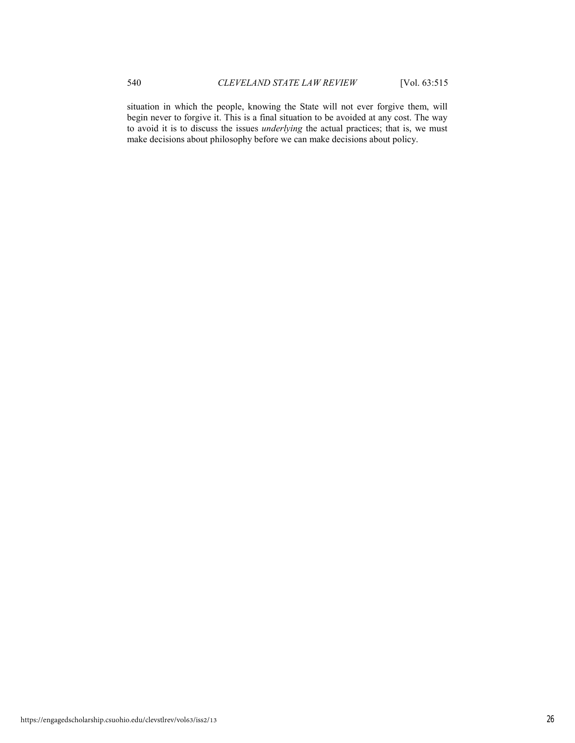situation in which the people, knowing the State will not ever forgive them, will begin never to forgive it. This is a final situation to be avoided at any cost. The way to avoid it is to discuss the issues *underlying* the actual practices; that is, we must make decisions about philosophy before we can make decisions about policy.